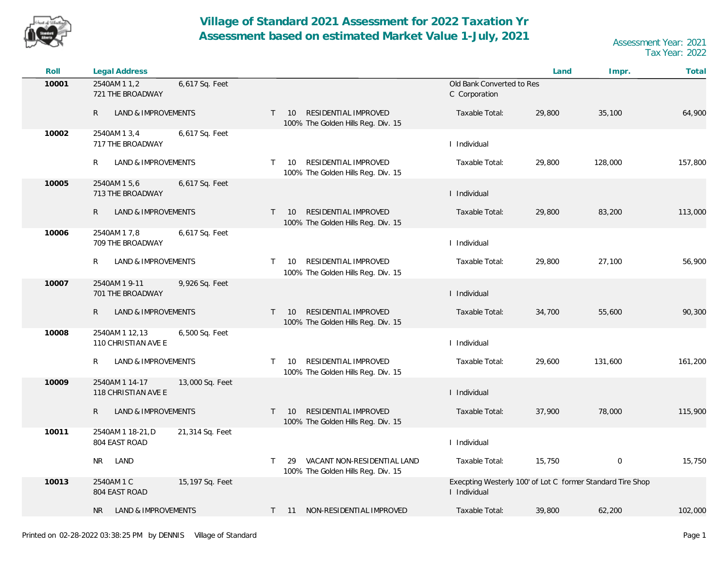# Village of Standard 2021 Assessment for 2022 Taxation Yr
## Assessment based on estimated Market Value 1-July, 2021

Assessment Year: 2021
Tax Year: 2022

| Roll | Legal Address | | | | | Land | Impr. | Total |
|---|---|---|---|---|---|---|---|---|
| 10001 | 2540AM 1 1,2 6,617 Sq. Feet<br>721 THE BROADWAY | | | | Old Bank Converted to Res<br>C Corporation | | | |
| | R | LAND & IMPROVEMENTS | T | 10 RESIDENTIAL IMPROVED<br>100% The Golden Hills Reg. Div. 15 | Taxable Total: | 29,800 | 35,100 | 64,900 |
| 10002 | 2540AM 1 3,4 6,617 Sq. Feet<br>717 THE BROADWAY | | | | I Individual | | | |
| | R | LAND & IMPROVEMENTS | T | 10 RESIDENTIAL IMPROVED<br>100% The Golden Hills Reg. Div. 15 | Taxable Total: | 29,800 | 128,000 | 157,800 |
| 10005 | 2540AM 1 5,6 6,617 Sq. Feet<br>713 THE BROADWAY | | | | I Individual | | | |
| | R | LAND & IMPROVEMENTS | T | 10 RESIDENTIAL IMPROVED<br>100% The Golden Hills Reg. Div. 15 | Taxable Total: | 29,800 | 83,200 | 113,000 |
| 10006 | 2540AM 1 7,8 6,617 Sq. Feet<br>709 THE BROADWAY | | | | I Individual | | | |
| | R | LAND & IMPROVEMENTS | T | 10 RESIDENTIAL IMPROVED<br>100% The Golden Hills Reg. Div. 15 | Taxable Total: | 29,800 | 27,100 | 56,900 |
| 10007 | 2540AM 1 9-11 9,926 Sq. Feet<br>701 THE BROADWAY | | | | I Individual | | | |
| | R | LAND & IMPROVEMENTS | T | 10 RESIDENTIAL IMPROVED<br>100% The Golden Hills Reg. Div. 15 | Taxable Total: | 34,700 | 55,600 | 90,300 |
| 10008 | 2540AM 1 12,13 6,500 Sq. Feet<br>110 CHRISTIAN AVE E | | | | I Individual | | | |
| | R | LAND & IMPROVEMENTS | T | 10 RESIDENTIAL IMPROVED<br>100% The Golden Hills Reg. Div. 15 | Taxable Total: | 29,600 | 131,600 | 161,200 |
| 10009 | 2540AM 1 14-17 13,000 Sq. Feet<br>118 CHRISTIAN AVE E | | | | I Individual | | | |
| | R | LAND & IMPROVEMENTS | T | 10 RESIDENTIAL IMPROVED<br>100% The Golden Hills Reg. Div. 15 | Taxable Total: | 37,900 | 78,000 | 115,900 |
| 10011 | 2540AM 1 18-21,D 21,314 Sq. Feet<br>804 EAST ROAD | | | | I Individual | | | |
| | NR | LAND | T | 29 VACANT NON-RESIDENTIAL LAND<br>100% The Golden Hills Reg. Div. 15 | Taxable Total: | 15,750 | 0 | 15,750 |
| 10013 | 2540AM 1 C 15,197 Sq. Feet<br>804 EAST ROAD | | | | Execpting Westerly 100' of Lot C former Standard Tire Shop<br>I Individual | | | |
| | NR | LAND & IMPROVEMENTS | T | 11 NON-RESIDENTIAL IMPROVED | Taxable Total: | 39,800 | 62,200 | 102,000 |

Printed on 02-28-2022 03:38:25 PM by DENNIS Village of Standard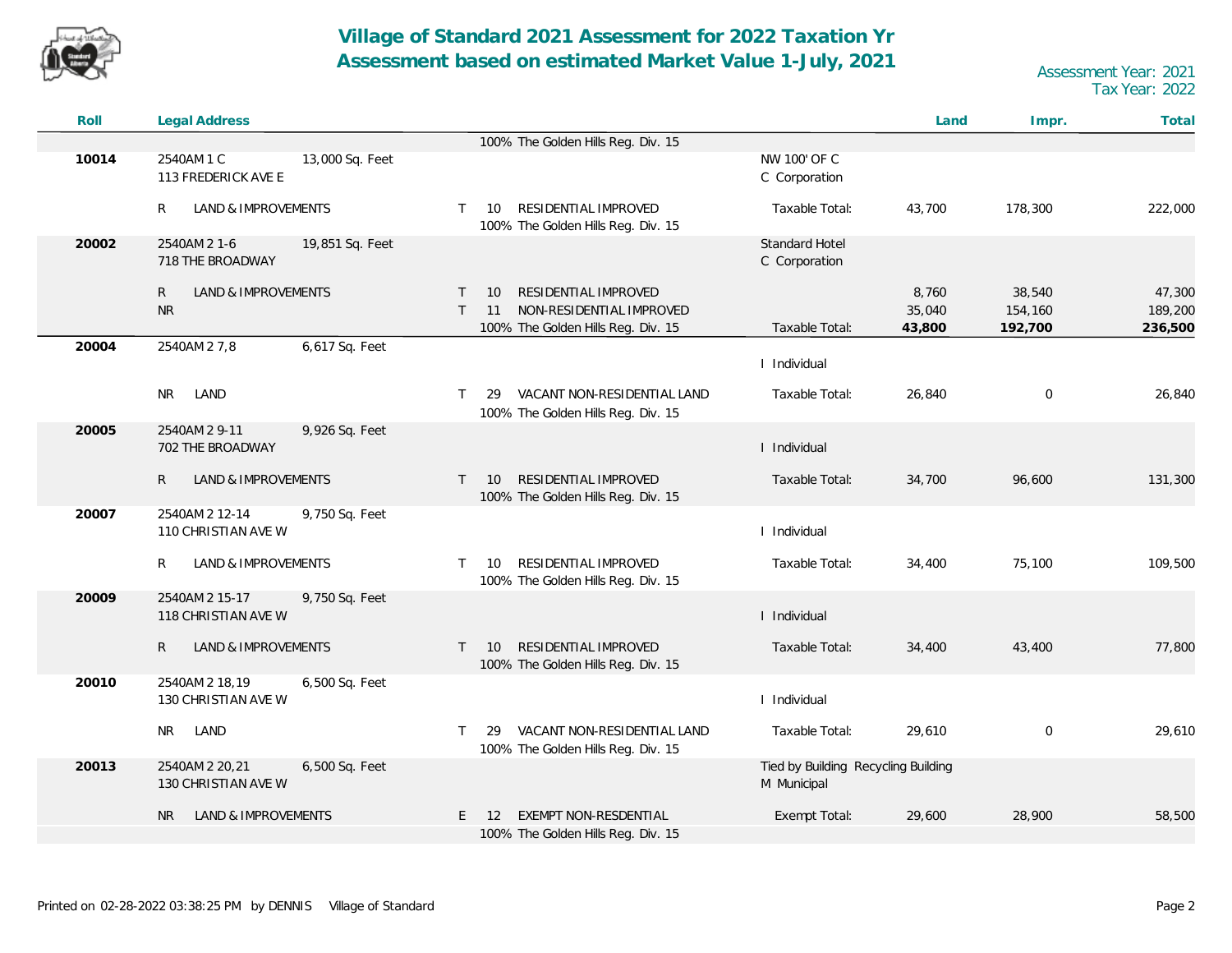# Village of Standard 2021 Assessment for 2022 Taxation Yr
## Assessment based on estimated Market Value 1-July, 2021

Assessment Year: 2021
Tax Year: 2022

| Roll | Legal Address | | | | Land | Impr. | Total |
|---|---|---|---|---|---|---|---|
| | | | 100% The Golden Hills Reg. Div. 15 | | | | |
| 10014 | 2540AM 1 C<br>113 FREDERICK AVE E | 13,000 Sq. Feet | | NW 100' OF C<br>C Corporation | | | |
| | R LAND & IMPROVEMENTS | | T 10 RESIDENTIAL IMPROVED<br>100% The Golden Hills Reg. Div. 15 | Taxable Total: | 43,700 | 178,300 | 222,000 |
| 20002 | 2540AM 2 1-6<br>718 THE BROADWAY | 19,851 Sq. Feet | | Standard Hotel<br>C Corporation | | | |
| | R LAND & IMPROVEMENTS | | T 10 RESIDENTIAL IMPROVED | | 8,760 | 38,540 | 47,300 |
| | NR | | T 11 NON-RESIDENTIAL IMPROVED | | 35,040 | 154,160 | 189,200 |
| | | | 100% The Golden Hills Reg. Div. 15 | Taxable Total: | **43,800** | **192,700** | **236,500** |
| 20004 | 2540AM 2 7,8 | 6,617 Sq. Feet | | I Individual | | | |
| | NR LAND | | T 29 VACANT NON-RESIDENTIAL LAND<br>100% The Golden Hills Reg. Div. 15 | Taxable Total: | 26,840 | 0 | 26,840 |
| 20005 | 2540AM 2 9-11<br>702 THE BROADWAY | 9,926 Sq. Feet | | I Individual | | | |
| | R LAND & IMPROVEMENTS | | T 10 RESIDENTIAL IMPROVED<br>100% The Golden Hills Reg. Div. 15 | Taxable Total: | 34,700 | 96,600 | 131,300 |
| 20007 | 2540AM 2 12-14<br>110 CHRISTIAN AVE W | 9,750 Sq. Feet | | I Individual | | | |
| | R LAND & IMPROVEMENTS | | T 10 RESIDENTIAL IMPROVED<br>100% The Golden Hills Reg. Div. 15 | Taxable Total: | 34,400 | 75,100 | 109,500 |
| 20009 | 2540AM 2 15-17<br>118 CHRISTIAN AVE W | 9,750 Sq. Feet | | I Individual | | | |
| | R LAND & IMPROVEMENTS | | T 10 RESIDENTIAL IMPROVED<br>100% The Golden Hills Reg. Div. 15 | Taxable Total: | 34,400 | 43,400 | 77,800 |
| 20010 | 2540AM 2 18,19<br>130 CHRISTIAN AVE W | 6,500 Sq. Feet | | I Individual | | | |
| | NR LAND | | T 29 VACANT NON-RESIDENTIAL LAND<br>100% The Golden Hills Reg. Div. 15 | Taxable Total: | 29,610 | 0 | 29,610 |
| 20013 | 2540AM 2 20,21<br>130 CHRISTIAN AVE W | 6,500 Sq. Feet | | Tied by Building Recycling Building<br>M Municipal | | | |
| | NR LAND & IMPROVEMENTS | | E 12 EXEMPT NON-RESDENTIAL<br>100% The Golden Hills Reg. Div. 15 | Exempt Total: | 29,600 | 28,900 | 58,500 |

Printed on 02-28-2022 03:38:25 PM by DENNIS Village of Standard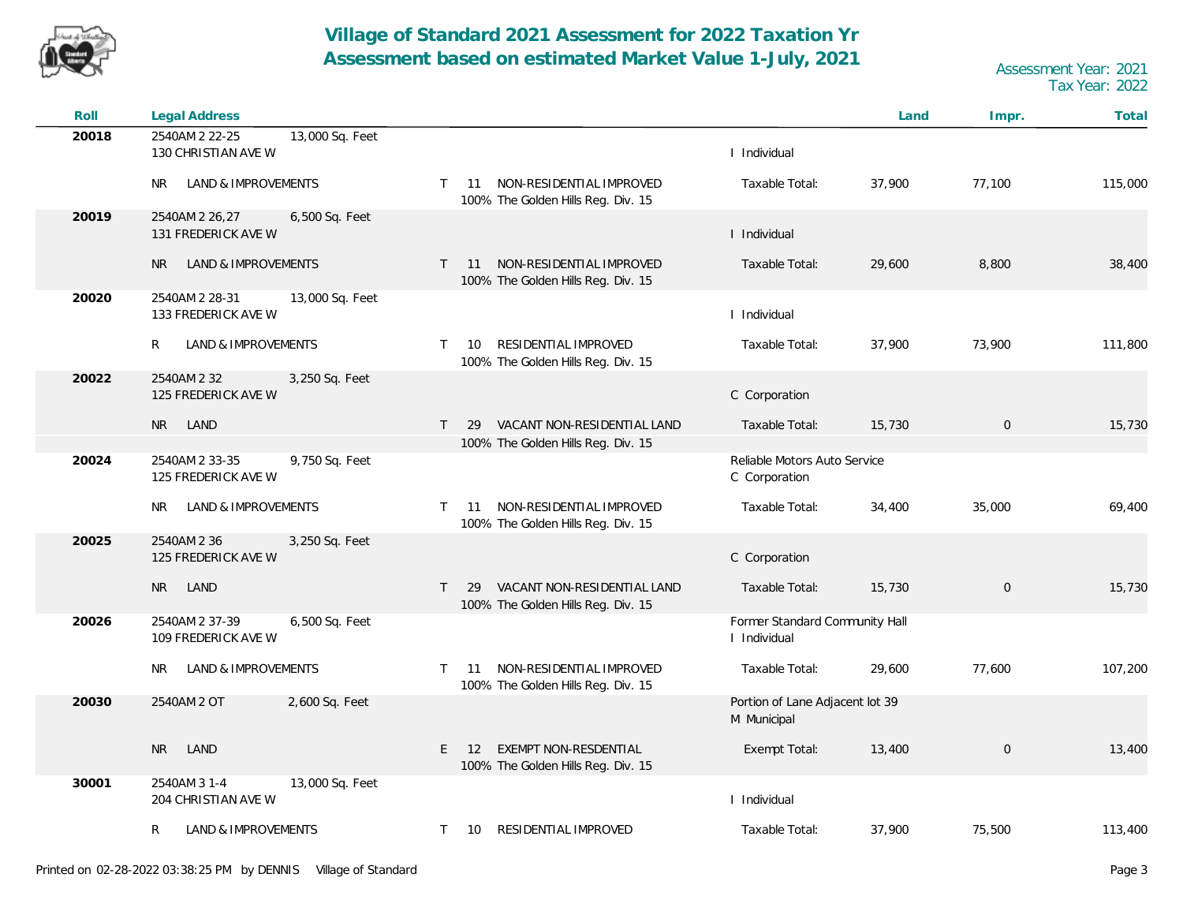# Village of Standard 2021 Assessment for 2022 Taxation Yr
## Assessment based on estimated Market Value 1-July, 2021

Assessment Year: 2021
Tax Year: 2022

| Roll | Legal Address | | | | Land | Impr. | Total |
|---|---|---|---|---|---|---|---|
| 20018 | 2540AM 2 22-25 13,000 Sq. Feet<br>130 CHRISTIAN AVE W | | | I Individual | | | |
| | NR LAND & IMPROVEMENTS | T 11 NON-RESIDENTIAL IMPROVED<br>100% The Golden Hills Reg. Div. 15 | | Taxable Total: | 37,900 | 77,100 | 115,000 |
| 20019 | 2540AM 2 26,27 6,500 Sq. Feet<br>131 FREDERICK AVE W | | | I Individual | | | |
| | NR LAND & IMPROVEMENTS | T 11 NON-RESIDENTIAL IMPROVED<br>100% The Golden Hills Reg. Div. 15 | | Taxable Total: | 29,600 | 8,800 | 38,400 |
| 20020 | 2540AM 2 28-31 13,000 Sq. Feet<br>133 FREDERICK AVE W | | | I Individual | | | |
| | R LAND & IMPROVEMENTS | T 10 RESIDENTIAL IMPROVED<br>100% The Golden Hills Reg. Div. 15 | | Taxable Total: | 37,900 | 73,900 | 111,800 |
| 20022 | 2540AM 2 32 3,250 Sq. Feet<br>125 FREDERICK AVE W | | | C Corporation | | | |
| | NR LAND | T 29 VACANT NON-RESIDENTIAL LAND<br>100% The Golden Hills Reg. Div. 15 | | Taxable Total: | 15,730 | 0 | 15,730 |
| 20024 | 2540AM 2 33-35 9,750 Sq. Feet<br>125 FREDERICK AVE W | | | Reliable Motors Auto Service<br>C Corporation | | | |
| | NR LAND & IMPROVEMENTS | T 11 NON-RESIDENTIAL IMPROVED<br>100% The Golden Hills Reg. Div. 15 | | Taxable Total: | 34,400 | 35,000 | 69,400 |
| 20025 | 2540AM 2 36 3,250 Sq. Feet<br>125 FREDERICK AVE W | | | C Corporation | | | |
| | NR LAND | T 29 VACANT NON-RESIDENTIAL LAND<br>100% The Golden Hills Reg. Div. 15 | | Taxable Total: | 15,730 | 0 | 15,730 |
| 20026 | 2540AM 2 37-39 6,500 Sq. Feet<br>109 FREDERICK AVE W | | | Former Standard Community Hall<br>I Individual | | | |
| | NR LAND & IMPROVEMENTS | T 11 NON-RESIDENTIAL IMPROVED<br>100% The Golden Hills Reg. Div. 15 | | Taxable Total: | 29,600 | 77,600 | 107,200 |
| 20030 | 2540AM 2 OT 2,600 Sq. Feet | | | Portion of Lane Adjacent lot 39<br>M Municipal | | | |
| | NR LAND | E 12 EXEMPT NON-RESDENTIAL<br>100% The Golden Hills Reg. Div. 15 | | Exempt Total: | 13,400 | 0 | 13,400 |
| 30001 | 2540AM 3 1-4 13,000 Sq. Feet<br>204 CHRISTIAN AVE W | | | I Individual | | | |
| | R LAND & IMPROVEMENTS | T 10 RESIDENTIAL IMPROVED | | Taxable Total: | 37,900 | 75,500 | 113,400 |

Printed on 02-28-2022 03:38:25 PM by DENNIS Village of Standard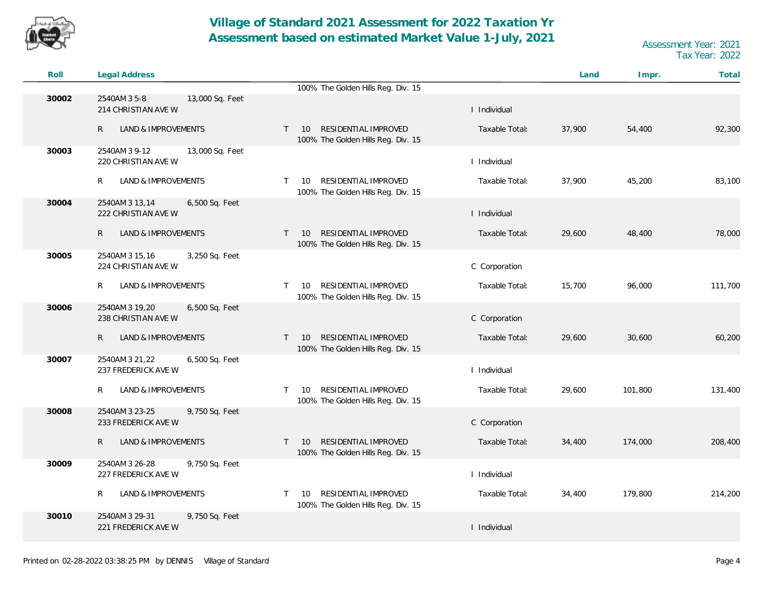# Village of Standard 2021 Assessment for 2022 Taxation Yr
## Assessment based on estimated Market Value 1-July, 2021

Assessment Year: 2021
Tax Year: 2022

| Roll | Legal Address | | | | Land | Impr. | Total |
|---|---|---|---|---|---|---|---|
| | | | 100% The Golden Hills Reg. Div. 15 | | | | |
| 30002 | 2540AM 3 5-8<br>214 CHRISTIAN AVE W | 13,000 Sq. Feet | | I Individual | | | |
| | R LAND & IMPROVEMENTS | | T 10 RESIDENTIAL IMPROVED<br>100% The Golden Hills Reg. Div. 15 | Taxable Total: | 37,900 | 54,400 | 92,300 |
| 30003 | 2540AM 3 9-12<br>220 CHRISTIAN AVE W | 13,000 Sq. Feet | | I Individual | | | |
| | R LAND & IMPROVEMENTS | | T 10 RESIDENTIAL IMPROVED<br>100% The Golden Hills Reg. Div. 15 | Taxable Total: | 37,900 | 45,200 | 83,100 |
| 30004 | 2540AM 3 13,14<br>222 CHRISTIAN AVE W | 6,500 Sq. Feet | | I Individual | | | |
| | R LAND & IMPROVEMENTS | | T 10 RESIDENTIAL IMPROVED<br>100% The Golden Hills Reg. Div. 15 | Taxable Total: | 29,600 | 48,400 | 78,000 |
| 30005 | 2540AM 3 15,16<br>224 CHRISTIAN AVE W | 3,250 Sq. Feet | | C Corporation | | | |
| | R LAND & IMPROVEMENTS | | T 10 RESIDENTIAL IMPROVED<br>100% The Golden Hills Reg. Div. 15 | Taxable Total: | 15,700 | 96,000 | 111,700 |
| 30006 | 2540AM 3 19,20<br>238 CHRISTIAN AVE W | 6,500 Sq. Feet | | C Corporation | | | |
| | R LAND & IMPROVEMENTS | | T 10 RESIDENTIAL IMPROVED<br>100% The Golden Hills Reg. Div. 15 | Taxable Total: | 29,600 | 30,600 | 60,200 |
| 30007 | 2540AM 3 21,22<br>237 FREDERICK AVE W | 6,500 Sq. Feet | | I Individual | | | |
| | R LAND & IMPROVEMENTS | | T 10 RESIDENTIAL IMPROVED<br>100% The Golden Hills Reg. Div. 15 | Taxable Total: | 29,600 | 101,800 | 131,400 |
| 30008 | 2540AM 3 23-25<br>233 FREDERICK AVE W | 9,750 Sq. Feet | | C Corporation | | | |
| | R LAND & IMPROVEMENTS | | T 10 RESIDENTIAL IMPROVED<br>100% The Golden Hills Reg. Div. 15 | Taxable Total: | 34,400 | 174,000 | 208,400 |
| 30009 | 2540AM 3 26-28<br>227 FREDERICK AVE W | 9,750 Sq. Feet | | I Individual | | | |
| | R LAND & IMPROVEMENTS | | T 10 RESIDENTIAL IMPROVED<br>100% The Golden Hills Reg. Div. 15 | Taxable Total: | 34,400 | 179,800 | 214,200 |
| 30010 | 2540AM 3 29-31<br>221 FREDERICK AVE W | 9,750 Sq. Feet | | I Individual | | | |

Printed on 02-28-2022 03:38:25 PM by DENNIS Village of Standard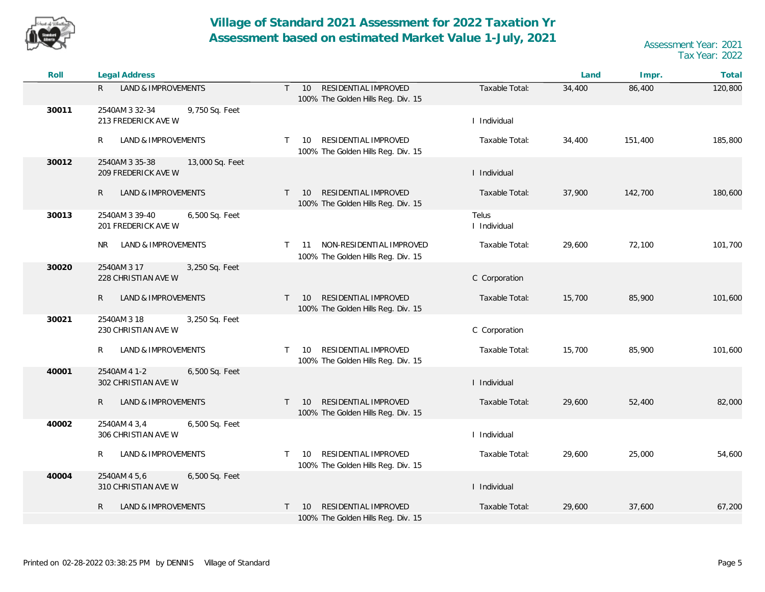# Village of Standard 2021 Assessment for 2022 Taxation Yr
## Assessment based on estimated Market Value 1-July, 2021

Assessment Year: 2021
Tax Year: 2022

| Roll | Legal Address | | | | Land | Impr. | Total |
|---|---|---|---|---|---|---|---|
| | R LAND & IMPROVEMENTS | | T 10 RESIDENTIAL IMPROVED<br>100% The Golden Hills Reg. Div. 15 | Taxable Total: | 34,400 | 86,400 | 120,800 |
| 30011 | 2540AM 3 32-34<br>213 FREDERICK AVE W | 9,750 Sq. Feet | | I Individual | | | |
| | R LAND & IMPROVEMENTS | | T 10 RESIDENTIAL IMPROVED<br>100% The Golden Hills Reg. Div. 15 | Taxable Total: | 34,400 | 151,400 | 185,800 |
| 30012 | 2540AM 3 35-38<br>209 FREDERICK AVE W | 13,000 Sq. Feet | | I Individual | | | |
| | R LAND & IMPROVEMENTS | | T 10 RESIDENTIAL IMPROVED<br>100% The Golden Hills Reg. Div. 15 | Taxable Total: | 37,900 | 142,700 | 180,600 |
| 30013 | 2540AM 3 39-40<br>201 FREDERICK AVE W | 6,500 Sq. Feet | | Telus<br>I Individual | | | |
| | NR LAND & IMPROVEMENTS | | T 11 NON-RESIDENTIAL IMPROVED<br>100% The Golden Hills Reg. Div. 15 | Taxable Total: | 29,600 | 72,100 | 101,700 |
| 30020 | 2540AM 3 17<br>228 CHRISTIAN AVE W | 3,250 Sq. Feet | | C Corporation | | | |
| | R LAND & IMPROVEMENTS | | T 10 RESIDENTIAL IMPROVED<br>100% The Golden Hills Reg. Div. 15 | Taxable Total: | 15,700 | 85,900 | 101,600 |
| 30021 | 2540AM 3 18<br>230 CHRISTIAN AVE W | 3,250 Sq. Feet | | C Corporation | | | |
| | R LAND & IMPROVEMENTS | | T 10 RESIDENTIAL IMPROVED<br>100% The Golden Hills Reg. Div. 15 | Taxable Total: | 15,700 | 85,900 | 101,600 |
| 40001 | 2540AM 4 1-2<br>302 CHRISTIAN AVE W | 6,500 Sq. Feet | | I Individual | | | |
| | R LAND & IMPROVEMENTS | | T 10 RESIDENTIAL IMPROVED<br>100% The Golden Hills Reg. Div. 15 | Taxable Total: | 29,600 | 52,400 | 82,000 |
| 40002 | 2540AM 4 3,4<br>306 CHRISTIAN AVE W | 6,500 Sq. Feet | | I Individual | | | |
| | R LAND & IMPROVEMENTS | | T 10 RESIDENTIAL IMPROVED<br>100% The Golden Hills Reg. Div. 15 | Taxable Total: | 29,600 | 25,000 | 54,600 |
| 40004 | 2540AM 4 5,6<br>310 CHRISTIAN AVE W | 6,500 Sq. Feet | | I Individual | | | |
| | R LAND & IMPROVEMENTS | | T 10 RESIDENTIAL IMPROVED<br>100% The Golden Hills Reg. Div. 15 | Taxable Total: | 29,600 | 37,600 | 67,200 |

Printed on 02-28-2022 03:38:25 PM by DENNIS Village of Standard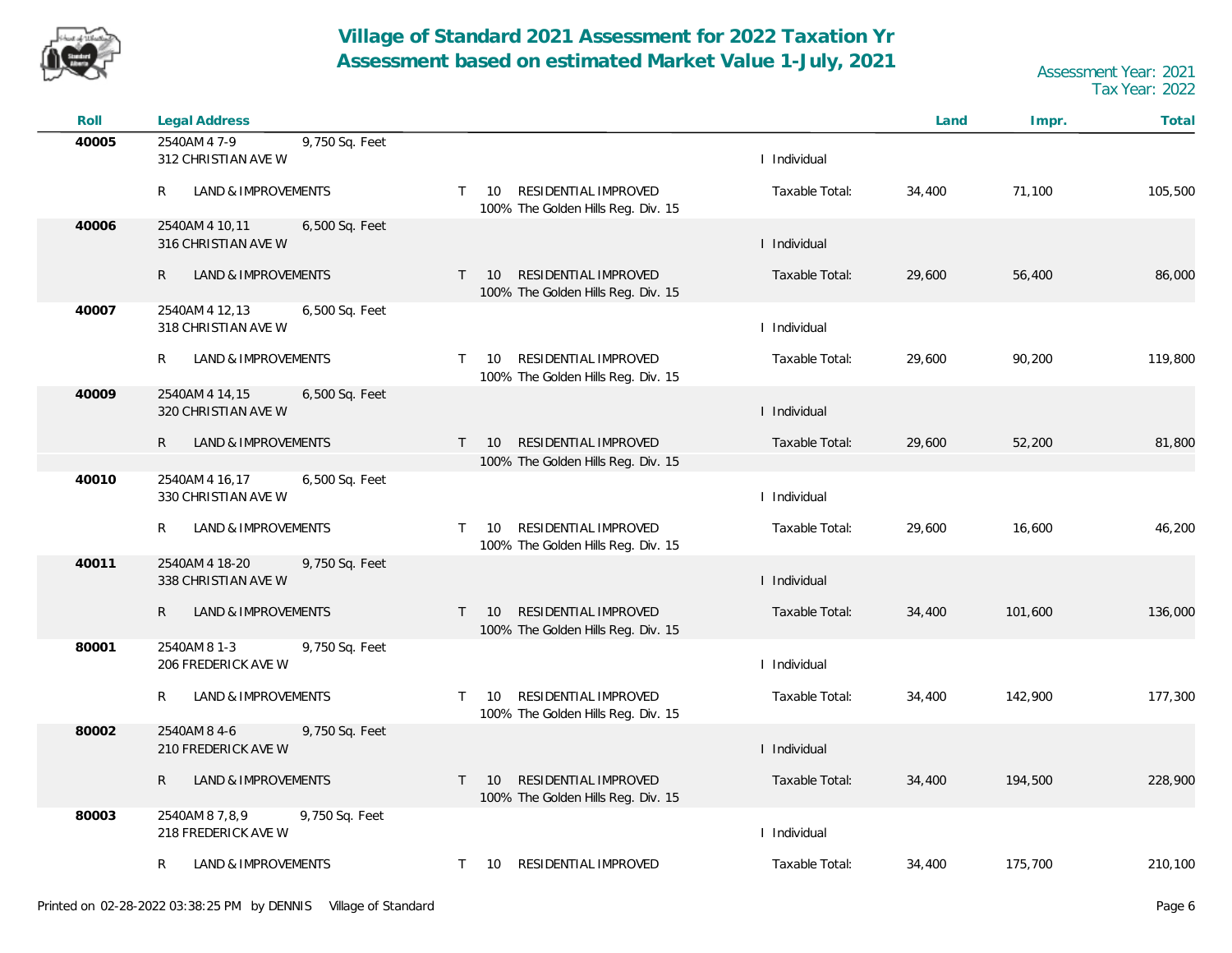# Village of Standard 2021 Assessment for 2022 Taxation Yr
## Assessment based on estimated Market Value 1-July, 2021

Assessment Year: 2021
Tax Year: 2022

| Roll | Legal Address | | | | Land | Impr. | Total |
|---|---|---|---|---|---|---|---|
| 40005 | 2540AM 4 7-9 9,750 Sq. Feet<br>312 CHRISTIAN AVE W | | I Individual | | | | |
| | R LAND & IMPROVEMENTS | T 10 RESIDENTIAL IMPROVED<br>100% The Golden Hills Reg. Div. 15 | | Taxable Total: | 34,400 | 71,100 | 105,500 |
| 40006 | 2540AM 4 10,11 6,500 Sq. Feet<br>316 CHRISTIAN AVE W | | I Individual | | | | |
| | R LAND & IMPROVEMENTS | T 10 RESIDENTIAL IMPROVED<br>100% The Golden Hills Reg. Div. 15 | | Taxable Total: | 29,600 | 56,400 | 86,000 |
| 40007 | 2540AM 4 12,13 6,500 Sq. Feet<br>318 CHRISTIAN AVE W | | I Individual | | | | |
| | R LAND & IMPROVEMENTS | T 10 RESIDENTIAL IMPROVED<br>100% The Golden Hills Reg. Div. 15 | | Taxable Total: | 29,600 | 90,200 | 119,800 |
| 40009 | 2540AM 4 14,15 6,500 Sq. Feet<br>320 CHRISTIAN AVE W | | I Individual | | | | |
| | R LAND & IMPROVEMENTS | T 10 RESIDENTIAL IMPROVED<br>100% The Golden Hills Reg. Div. 15 | | Taxable Total: | 29,600 | 52,200 | 81,800 |
| 40010 | 2540AM 4 16,17 6,500 Sq. Feet<br>330 CHRISTIAN AVE W | | I Individual | | | | |
| | R LAND & IMPROVEMENTS | T 10 RESIDENTIAL IMPROVED<br>100% The Golden Hills Reg. Div. 15 | | Taxable Total: | 29,600 | 16,600 | 46,200 |
| 40011 | 2540AM 4 18-20 9,750 Sq. Feet<br>338 CHRISTIAN AVE W | | I Individual | | | | |
| | R LAND & IMPROVEMENTS | T 10 RESIDENTIAL IMPROVED<br>100% The Golden Hills Reg. Div. 15 | | Taxable Total: | 34,400 | 101,600 | 136,000 |
| 80001 | 2540AM 8 1-3 9,750 Sq. Feet<br>206 FREDERICK AVE W | | I Individual | | | | |
| | R LAND & IMPROVEMENTS | T 10 RESIDENTIAL IMPROVED<br>100% The Golden Hills Reg. Div. 15 | | Taxable Total: | 34,400 | 142,900 | 177,300 |
| 80002 | 2540AM 8 4-6 9,750 Sq. Feet<br>210 FREDERICK AVE W | | I Individual | | | | |
| | R LAND & IMPROVEMENTS | T 10 RESIDENTIAL IMPROVED<br>100% The Golden Hills Reg. Div. 15 | | Taxable Total: | 34,400 | 194,500 | 228,900 |
| 80003 | 2540AM 8 7,8,9 9,750 Sq. Feet<br>218 FREDERICK AVE W | | I Individual | | | | |
| | R LAND & IMPROVEMENTS | T 10 RESIDENTIAL IMPROVED | | Taxable Total: | 34,400 | 175,700 | 210,100 |

Printed on 02-28-2022 03:38:25 PM by DENNIS Village of Standard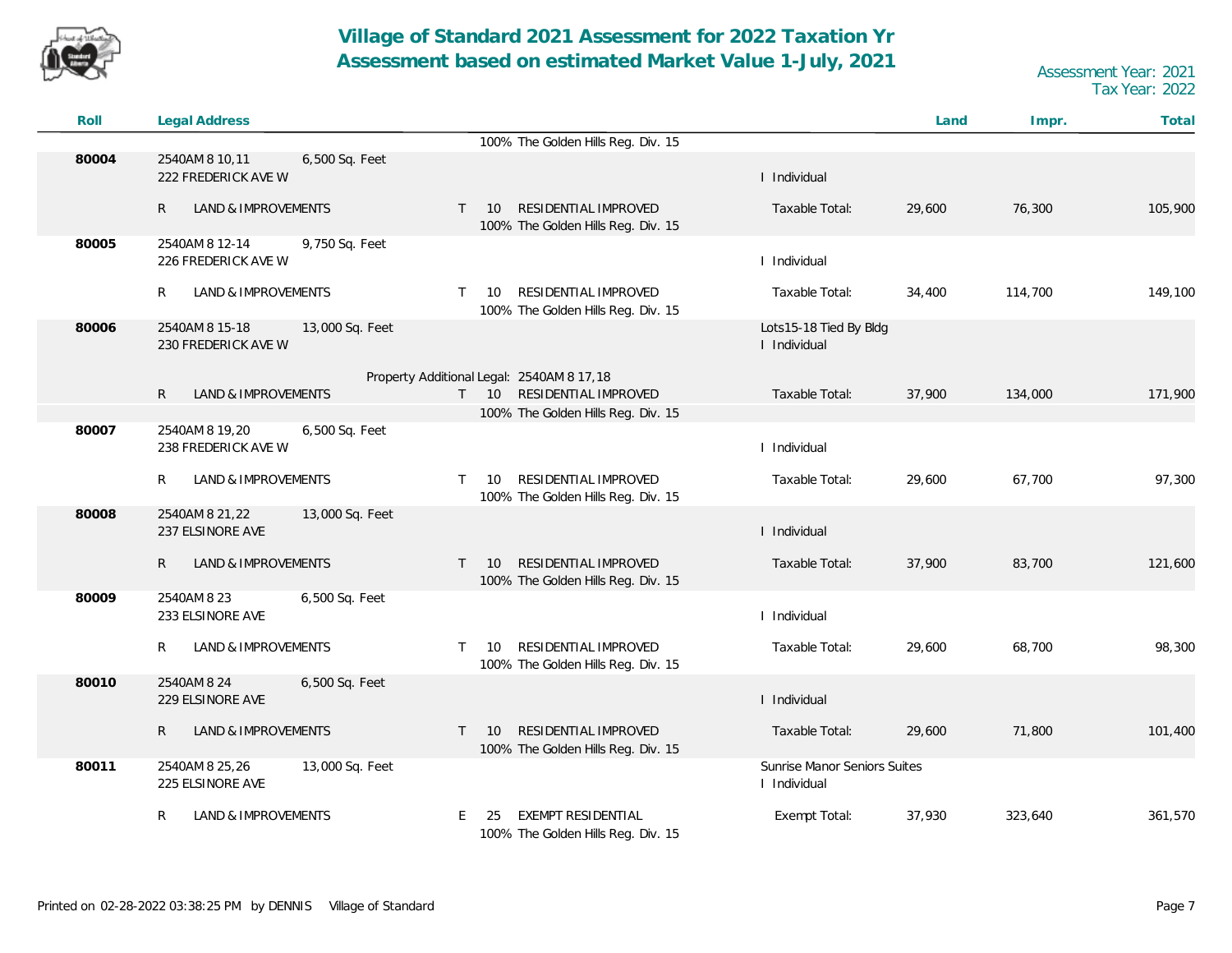# Village of Standard 2021 Assessment for 2022 Taxation Yr
## Assessment based on estimated Market Value 1-July, 2021

Assessment Year: 2021
Tax Year: 2022

| Roll | Legal Address | | | | | Land | Impr. | Total |
|---|---|---|---|---|---|---|---|---|
| | | | 100% The Golden Hills Reg. Div. 15 | | | | | |
| 80004 | 2540AM 8 10,11<br>222 FREDERICK AVE W | 6,500 Sq. Feet | | | I Individual | | | |
| | R LAND & IMPROVEMENTS | | T 10 RESIDENTIAL IMPROVED<br>100% The Golden Hills Reg. Div. 15 | | Taxable Total: | 29,600 | 76,300 | 105,900 |
| 80005 | 2540AM 8 12-14<br>226 FREDERICK AVE W | 9,750 Sq. Feet | | | I Individual | | | |
| | R LAND & IMPROVEMENTS | | T 10 RESIDENTIAL IMPROVED<br>100% The Golden Hills Reg. Div. 15 | | Taxable Total: | 34,400 | 114,700 | 149,100 |
| 80006 | 2540AM 8 15-18<br>230 FREDERICK AVE W | 13,000 Sq. Feet | Property Additional Legal: 2540AM 8 17,18 | | Lots15-18 Tied By Bldg<br>I Individual | | | |
| | R LAND & IMPROVEMENTS | | T 10 RESIDENTIAL IMPROVED<br>100% The Golden Hills Reg. Div. 15 | | Taxable Total: | 37,900 | 134,000 | 171,900 |
| 80007 | 2540AM 8 19,20<br>238 FREDERICK AVE W | 6,500 Sq. Feet | | | I Individual | | | |
| | R LAND & IMPROVEMENTS | | T 10 RESIDENTIAL IMPROVED<br>100% The Golden Hills Reg. Div. 15 | | Taxable Total: | 29,600 | 67,700 | 97,300 |
| 80008 | 2540AM 8 21,22<br>237 ELSINORE AVE | 13,000 Sq. Feet | | | I Individual | | | |
| | R LAND & IMPROVEMENTS | | T 10 RESIDENTIAL IMPROVED<br>100% The Golden Hills Reg. Div. 15 | | Taxable Total: | 37,900 | 83,700 | 121,600 |
| 80009 | 2540AM 8 23<br>233 ELSINORE AVE | 6,500 Sq. Feet | | | I Individual | | | |
| | R LAND & IMPROVEMENTS | | T 10 RESIDENTIAL IMPROVED<br>100% The Golden Hills Reg. Div. 15 | | Taxable Total: | 29,600 | 68,700 | 98,300 |
| 80010 | 2540AM 8 24<br>229 ELSINORE AVE | 6,500 Sq. Feet | | | I Individual | | | |
| | R LAND & IMPROVEMENTS | | T 10 RESIDENTIAL IMPROVED<br>100% The Golden Hills Reg. Div. 15 | | Taxable Total: | 29,600 | 71,800 | 101,400 |
| 80011 | 2540AM 8 25,26<br>225 ELSINORE AVE | 13,000 Sq. Feet | | | Sunrise Manor Seniors Suites<br>I Individual | | | |
| | R LAND & IMPROVEMENTS | | E 25 EXEMPT RESIDENTIAL<br>100% The Golden Hills Reg. Div. 15 | | Exempt Total: | 37,930 | 323,640 | 361,570 |

Printed on 02-28-2022 03:38:25 PM by DENNIS Village of Standard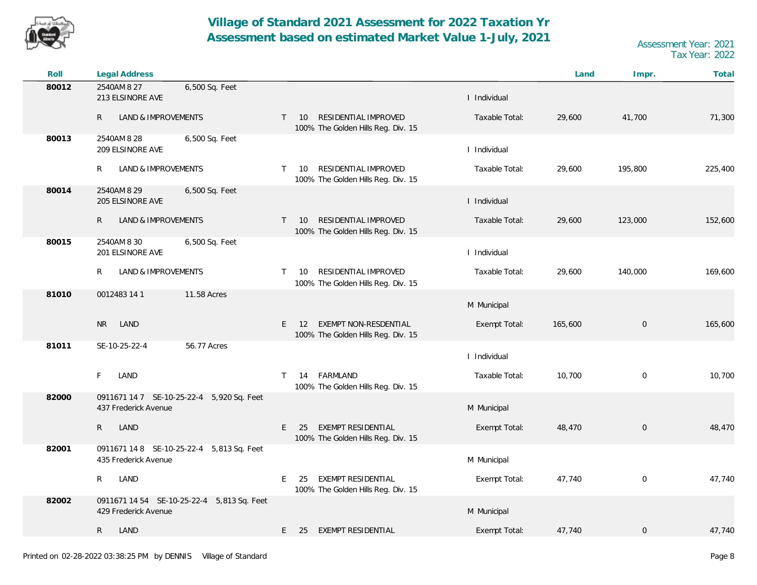# Village of Standard 2021 Assessment for 2022 Taxation Yr
## Assessment based on estimated Market Value 1-July, 2021

Assessment Year: 2021
Tax Year: 2022

| Roll | Legal Address | | | | Land | Impr. | Total |
|---|---|---|---|---|---|---|---|
| 80012 | 2540AM 8 27 — 6,500 Sq. Feet<br>213 ELSINORE AVE | | | I Individual | | | |
| | R LAND & IMPROVEMENTS | T 10 RESIDENTIAL IMPROVED<br>100% The Golden Hills Reg. Div. 15 | | Taxable Total: | 29,600 | 41,700 | 71,300 |
| 80013 | 2540AM 8 28 — 6,500 Sq. Feet<br>209 ELSINORE AVE | | | I Individual | | | |
| | R LAND & IMPROVEMENTS | T 10 RESIDENTIAL IMPROVED<br>100% The Golden Hills Reg. Div. 15 | | Taxable Total: | 29,600 | 195,800 | 225,400 |
| 80014 | 2540AM 8 29 — 6,500 Sq. Feet<br>205 ELSINORE AVE | | | I Individual | | | |
| | R LAND & IMPROVEMENTS | T 10 RESIDENTIAL IMPROVED<br>100% The Golden Hills Reg. Div. 15 | | Taxable Total: | 29,600 | 123,000 | 152,600 |
| 80015 | 2540AM 8 30 — 6,500 Sq. Feet<br>201 ELSINORE AVE | | | I Individual | | | |
| | R LAND & IMPROVEMENTS | T 10 RESIDENTIAL IMPROVED<br>100% The Golden Hills Reg. Div. 15 | | Taxable Total: | 29,600 | 140,000 | 169,600 |
| 81010 | 0012483 14 1 — 11.58 Acres | | | M Municipal | | | |
| | NR LAND | E 12 EXEMPT NON-RESDENTIAL<br>100% The Golden Hills Reg. Div. 15 | | Exempt Total: | 165,600 | 0 | 165,600 |
| 81011 | SE-10-25-22-4 — 56.77 Acres | | | I Individual | | | |
| | F LAND | T 14 FARMLAND<br>100% The Golden Hills Reg. Div. 15 | | Taxable Total: | 10,700 | 0 | 10,700 |
| 82000 | 0911671 14 7 SE-10-25-22-4 5,920 Sq. Feet<br>437 Frederick Avenue | | | M Municipal | | | |
| | R LAND | E 25 EXEMPT RESIDENTIAL<br>100% The Golden Hills Reg. Div. 15 | | Exempt Total: | 48,470 | 0 | 48,470 |
| 82001 | 0911671 14 8 SE-10-25-22-4 5,813 Sq. Feet<br>435 Frederick Avenue | | | M Municipal | | | |
| | R LAND | E 25 EXEMPT RESIDENTIAL<br>100% The Golden Hills Reg. Div. 15 | | Exempt Total: | 47,740 | 0 | 47,740 |
| 82002 | 0911671 14 54 SE-10-25-22-4 5,813 Sq. Feet<br>429 Frederick Avenue | | | M Municipal | | | |
| | R LAND | E 25 EXEMPT RESIDENTIAL | | Exempt Total: | 47,740 | 0 | 47,740 |

Printed on 02-28-2022 03:38:25 PM by DENNIS Village of Standard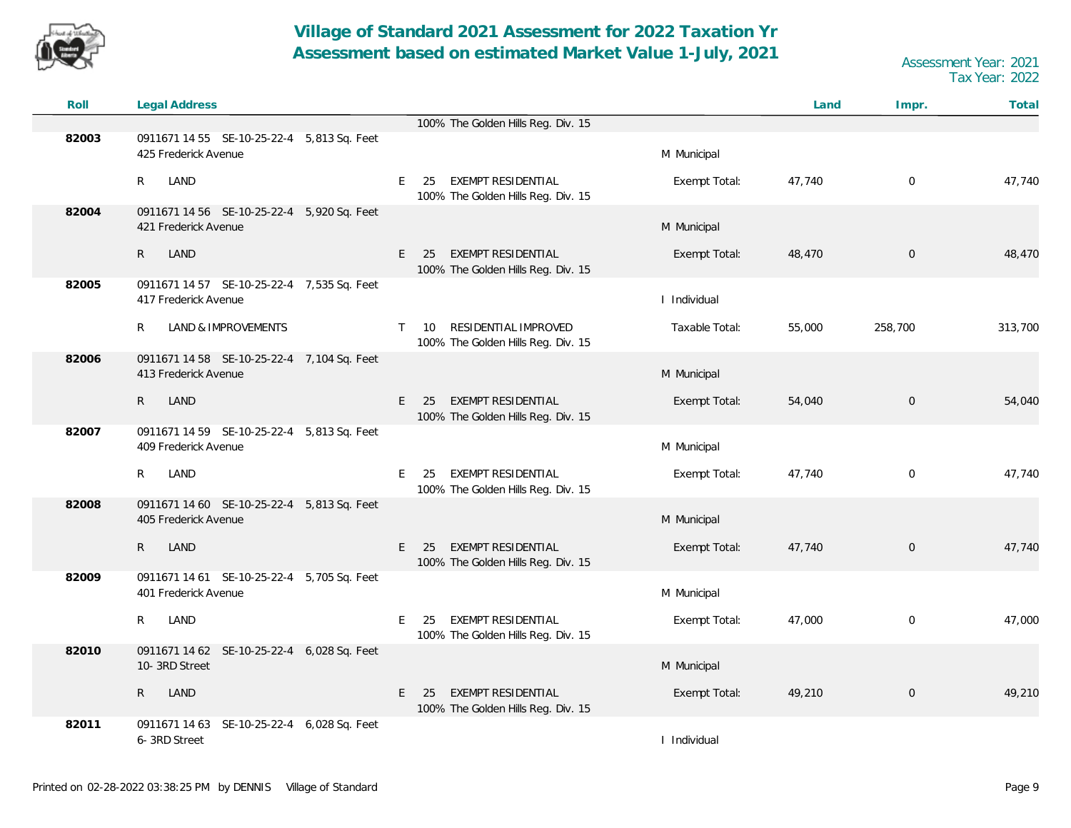# Village of Standard 2021 Assessment for 2022 Taxation Yr
# Assessment based on estimated Market Value 1-July, 2021

Assessment Year: 2021
Tax Year: 2022

| Roll | Legal Address | | | Land | Impr. | Total |
|---|---|---|---|---|---|---|
| | | 100% The Golden Hills Reg. Div. 15 | | | | |
| 82003 | 0911671 14 55 SE-10-25-22-4 5,813 Sq. Feet<br>425 Frederick Avenue | | M Municipal | | | |
| | R LAND | E 25 EXEMPT RESIDENTIAL<br>100% The Golden Hills Reg. Div. 15 | Exempt Total: | 47,740 | 0 | 47,740 |
| 82004 | 0911671 14 56 SE-10-25-22-4 5,920 Sq. Feet<br>421 Frederick Avenue | | M Municipal | | | |
| | R LAND | E 25 EXEMPT RESIDENTIAL<br>100% The Golden Hills Reg. Div. 15 | Exempt Total: | 48,470 | 0 | 48,470 |
| 82005 | 0911671 14 57 SE-10-25-22-4 7,535 Sq. Feet<br>417 Frederick Avenue | | I Individual | | | |
| | R LAND & IMPROVEMENTS | T 10 RESIDENTIAL IMPROVED<br>100% The Golden Hills Reg. Div. 15 | Taxable Total: | 55,000 | 258,700 | 313,700 |
| 82006 | 0911671 14 58 SE-10-25-22-4 7,104 Sq. Feet<br>413 Frederick Avenue | | M Municipal | | | |
| | R LAND | E 25 EXEMPT RESIDENTIAL<br>100% The Golden Hills Reg. Div. 15 | Exempt Total: | 54,040 | 0 | 54,040 |
| 82007 | 0911671 14 59 SE-10-25-22-4 5,813 Sq. Feet<br>409 Frederick Avenue | | M Municipal | | | |
| | R LAND | E 25 EXEMPT RESIDENTIAL<br>100% The Golden Hills Reg. Div. 15 | Exempt Total: | 47,740 | 0 | 47,740 |
| 82008 | 0911671 14 60 SE-10-25-22-4 5,813 Sq. Feet<br>405 Frederick Avenue | | M Municipal | | | |
| | R LAND | E 25 EXEMPT RESIDENTIAL<br>100% The Golden Hills Reg. Div. 15 | Exempt Total: | 47,740 | 0 | 47,740 |
| 82009 | 0911671 14 61 SE-10-25-22-4 5,705 Sq. Feet<br>401 Frederick Avenue | | M Municipal | | | |
| | R LAND | E 25 EXEMPT RESIDENTIAL<br>100% The Golden Hills Reg. Div. 15 | Exempt Total: | 47,000 | 0 | 47,000 |
| 82010 | 0911671 14 62 SE-10-25-22-4 6,028 Sq. Feet<br>10- 3RD Street | | M Municipal | | | |
| | R LAND | E 25 EXEMPT RESIDENTIAL<br>100% The Golden Hills Reg. Div. 15 | Exempt Total: | 49,210 | 0 | 49,210 |
| 82011 | 0911671 14 63 SE-10-25-22-4 6,028 Sq. Feet<br>6- 3RD Street | | I Individual | | | |

Printed on 02-28-2022 03:38:25 PM by DENNIS Village of Standard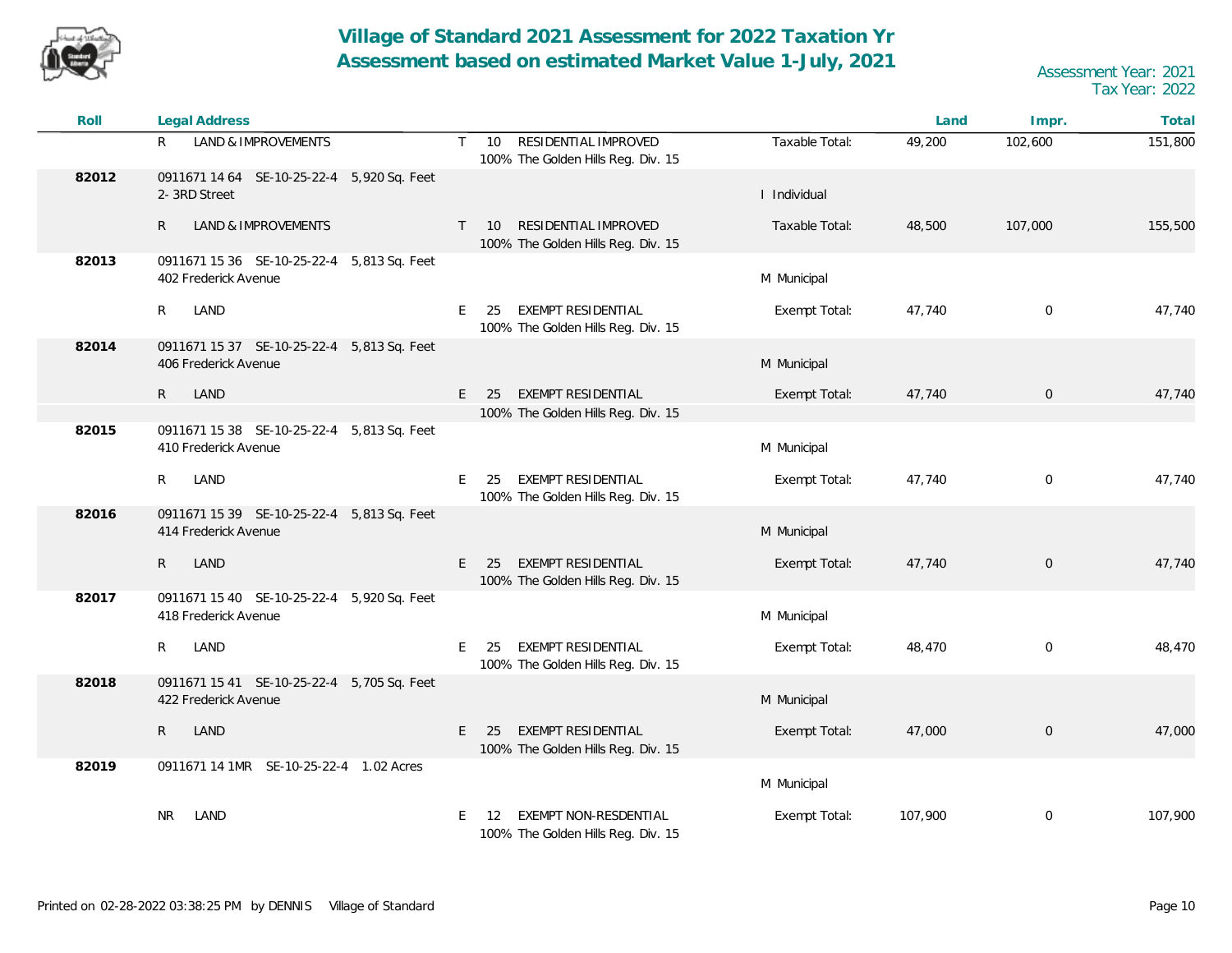# Village of Standard 2021 Assessment for 2022 Taxation Yr
## Assessment based on estimated Market Value 1-July, 2021

Assessment Year: 2021
Tax Year: 2022

| Roll | Legal Address | | | | Land | Impr. | Total |
|---|---|---|---|---|---|---|---|
| | R LAND & IMPROVEMENTS | T 10 RESIDENTIAL IMPROVED<br>100% The Golden Hills Reg. Div. 15 | | Taxable Total: | 49,200 | 102,600 | 151,800 |
| 82012 | 0911671 14 64 SE-10-25-22-4 5,920 Sq. Feet<br>2- 3RD Street | | I Individual | | | | |
| | R LAND & IMPROVEMENTS | T 10 RESIDENTIAL IMPROVED<br>100% The Golden Hills Reg. Div. 15 | | Taxable Total: | 48,500 | 107,000 | 155,500 |
| 82013 | 0911671 15 36 SE-10-25-22-4 5,813 Sq. Feet<br>402 Frederick Avenue | | M Municipal | | | | |
| | R LAND | E 25 EXEMPT RESIDENTIAL<br>100% The Golden Hills Reg. Div. 15 | | Exempt Total: | 47,740 | 0 | 47,740 |
| 82014 | 0911671 15 37 SE-10-25-22-4 5,813 Sq. Feet<br>406 Frederick Avenue | | M Municipal | | | | |
| | R LAND | E 25 EXEMPT RESIDENTIAL<br>100% The Golden Hills Reg. Div. 15 | | Exempt Total: | 47,740 | 0 | 47,740 |
| 82015 | 0911671 15 38 SE-10-25-22-4 5,813 Sq. Feet<br>410 Frederick Avenue | | M Municipal | | | | |
| | R LAND | E 25 EXEMPT RESIDENTIAL<br>100% The Golden Hills Reg. Div. 15 | | Exempt Total: | 47,740 | 0 | 47,740 |
| 82016 | 0911671 15 39 SE-10-25-22-4 5,813 Sq. Feet<br>414 Frederick Avenue | | M Municipal | | | | |
| | R LAND | E 25 EXEMPT RESIDENTIAL<br>100% The Golden Hills Reg. Div. 15 | | Exempt Total: | 47,740 | 0 | 47,740 |
| 82017 | 0911671 15 40 SE-10-25-22-4 5,920 Sq. Feet<br>418 Frederick Avenue | | M Municipal | | | | |
| | R LAND | E 25 EXEMPT RESIDENTIAL<br>100% The Golden Hills Reg. Div. 15 | | Exempt Total: | 48,470 | 0 | 48,470 |
| 82018 | 0911671 15 41 SE-10-25-22-4 5,705 Sq. Feet<br>422 Frederick Avenue | | M Municipal | | | | |
| | R LAND | E 25 EXEMPT RESIDENTIAL<br>100% The Golden Hills Reg. Div. 15 | | Exempt Total: | 47,000 | 0 | 47,000 |
| 82019 | 0911671 14 1MR SE-10-25-22-4 1.02 Acres | | M Municipal | | | | |
| | NR LAND | E 12 EXEMPT NON-RESDENTIAL<br>100% The Golden Hills Reg. Div. 15 | | Exempt Total: | 107,900 | 0 | 107,900 |

Printed on 02-28-2022 03:38:25 PM by DENNIS Village of Standard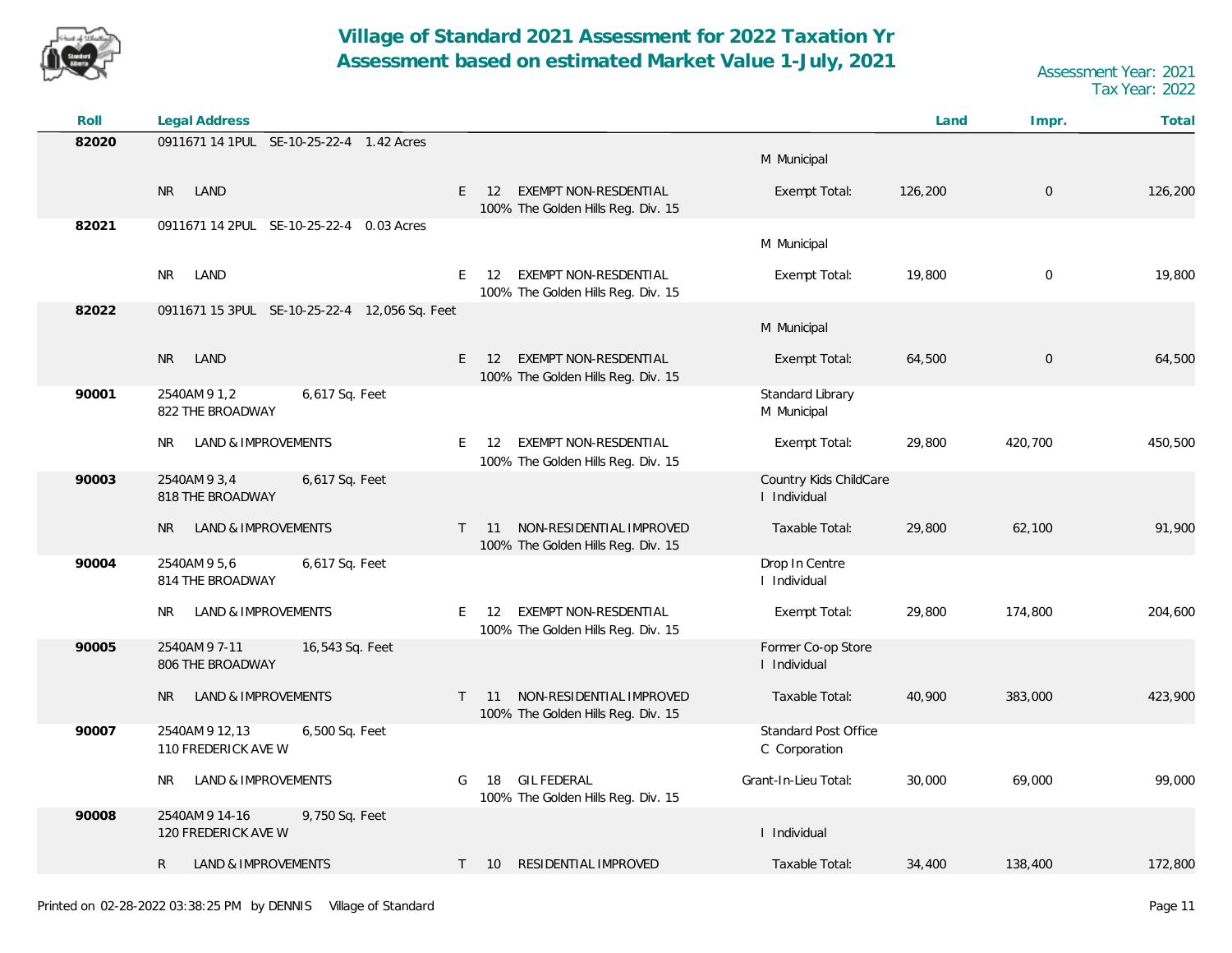# Village of Standard 2021 Assessment for 2022 Taxation Yr
## Assessment based on estimated Market Value 1-July, 2021

Assessment Year: 2021
Tax Year: 2022

| Roll | Legal Address | | | Land | Impr. | Total |
|---|---|---|---|---|---|---|
| 82020 | 0911671 14 1PUL SE-10-25-22-4 1.42 Acres | | M Municipal | | | |
| | NR LAND | E 12 EXEMPT NON-RESDENTIAL 100% The Golden Hills Reg. Div. 15 | Exempt Total: | 126,200 | 0 | 126,200 |
| 82021 | 0911671 14 2PUL SE-10-25-22-4 0.03 Acres | | M Municipal | | | |
| | NR LAND | E 12 EXEMPT NON-RESDENTIAL 100% The Golden Hills Reg. Div. 15 | Exempt Total: | 19,800 | 0 | 19,800 |
| 82022 | 0911671 15 3PUL SE-10-25-22-4 12,056 Sq. Feet | | M Municipal | | | |
| | NR LAND | E 12 EXEMPT NON-RESDENTIAL 100% The Golden Hills Reg. Div. 15 | Exempt Total: | 64,500 | 0 | 64,500 |
| 90001 | 2540AM 9 1,2 6,617 Sq. Feet 822 THE BROADWAY | | Standard Library M Municipal | | | |
| | NR LAND & IMPROVEMENTS | E 12 EXEMPT NON-RESDENTIAL 100% The Golden Hills Reg. Div. 15 | Exempt Total: | 29,800 | 420,700 | 450,500 |
| 90003 | 2540AM 9 3,4 6,617 Sq. Feet 818 THE BROADWAY | | Country Kids ChildCare I Individual | | | |
| | NR LAND & IMPROVEMENTS | T 11 NON-RESIDENTIAL IMPROVED 100% The Golden Hills Reg. Div. 15 | Taxable Total: | 29,800 | 62,100 | 91,900 |
| 90004 | 2540AM 9 5,6 6,617 Sq. Feet 814 THE BROADWAY | | Drop In Centre I Individual | | | |
| | NR LAND & IMPROVEMENTS | E 12 EXEMPT NON-RESDENTIAL 100% The Golden Hills Reg. Div. 15 | Exempt Total: | 29,800 | 174,800 | 204,600 |
| 90005 | 2540AM 9 7-11 16,543 Sq. Feet 806 THE BROADWAY | | Former Co-op Store I Individual | | | |
| | NR LAND & IMPROVEMENTS | T 11 NON-RESIDENTIAL IMPROVED 100% The Golden Hills Reg. Div. 15 | Taxable Total: | 40,900 | 383,000 | 423,900 |
| 90007 | 2540AM 9 12,13 6,500 Sq. Feet 110 FREDERICK AVE W | | Standard Post Office C Corporation | | | |
| | NR LAND & IMPROVEMENTS | G 18 GIL FEDERAL 100% The Golden Hills Reg. Div. 15 | Grant-In-Lieu Total: | 30,000 | 69,000 | 99,000 |
| 90008 | 2540AM 9 14-16 9,750 Sq. Feet 120 FREDERICK AVE W | | I Individual | | | |
| | R LAND & IMPROVEMENTS | T 10 RESIDENTIAL IMPROVED | Taxable Total: | 34,400 | 138,400 | 172,800 |

Printed on 02-28-2022 03:38:25 PM by DENNIS Village of Standard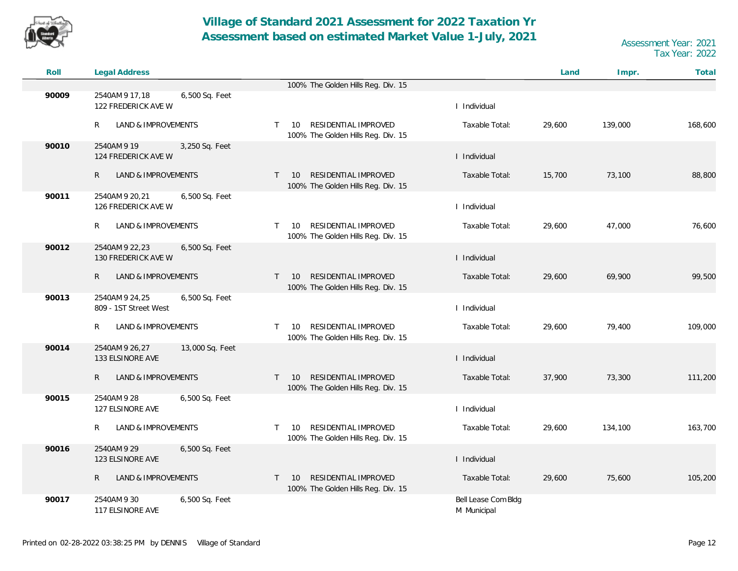# Village of Standard 2021 Assessment for 2022 Taxation Yr
## Assessment based on estimated Market Value 1-July, 2021

Assessment Year: 2021
Tax Year: 2022

| Roll | Legal Address | | | | | Land | Impr. | Total |
|---|---|---|---|---|---|---|---|---|
| | | | 100% The Golden Hills Reg. Div. 15 | | | | | |
| 90009 | 2540AM 9 17,18 | 6,500 Sq. Feet | | | | | | |
| | 122 FREDERICK AVE W | | | I Individual | | | | |
| | R LAND & IMPROVEMENTS | | T 10 RESIDENTIAL IMPROVED<br>100% The Golden Hills Reg. Div. 15 | | Taxable Total: | 29,600 | 139,000 | 168,600 |
| 90010 | 2540AM 9 19 | 3,250 Sq. Feet | | | | | | |
| | 124 FREDERICK AVE W | | | I Individual | | | | |
| | R LAND & IMPROVEMENTS | | T 10 RESIDENTIAL IMPROVED<br>100% The Golden Hills Reg. Div. 15 | | Taxable Total: | 15,700 | 73,100 | 88,800 |
| 90011 | 2540AM 9 20,21 | 6,500 Sq. Feet | | | | | | |
| | 126 FREDERICK AVE W | | | I Individual | | | | |
| | R LAND & IMPROVEMENTS | | T 10 RESIDENTIAL IMPROVED<br>100% The Golden Hills Reg. Div. 15 | | Taxable Total: | 29,600 | 47,000 | 76,600 |
| 90012 | 2540AM 9 22,23 | 6,500 Sq. Feet | | | | | | |
| | 130 FREDERICK AVE W | | | I Individual | | | | |
| | R LAND & IMPROVEMENTS | | T 10 RESIDENTIAL IMPROVED<br>100% The Golden Hills Reg. Div. 15 | | Taxable Total: | 29,600 | 69,900 | 99,500 |
| 90013 | 2540AM 9 24,25 | 6,500 Sq. Feet | | | | | | |
| | 809 - 1ST Street West | | | I Individual | | | | |
| | R LAND & IMPROVEMENTS | | T 10 RESIDENTIAL IMPROVED<br>100% The Golden Hills Reg. Div. 15 | | Taxable Total: | 29,600 | 79,400 | 109,000 |
| 90014 | 2540AM 9 26,27 | 13,000 Sq. Feet | | | | | | |
| | 133 ELSINORE AVE | | | I Individual | | | | |
| | R LAND & IMPROVEMENTS | | T 10 RESIDENTIAL IMPROVED<br>100% The Golden Hills Reg. Div. 15 | | Taxable Total: | 37,900 | 73,300 | 111,200 |
| 90015 | 2540AM 9 28 | 6,500 Sq. Feet | | | | | | |
| | 127 ELSINORE AVE | | | I Individual | | | | |
| | R LAND & IMPROVEMENTS | | T 10 RESIDENTIAL IMPROVED<br>100% The Golden Hills Reg. Div. 15 | | Taxable Total: | 29,600 | 134,100 | 163,700 |
| 90016 | 2540AM 9 29 | 6,500 Sq. Feet | | | | | | |
| | 123 ELSINORE AVE | | | I Individual | | | | |
| | R LAND & IMPROVEMENTS | | T 10 RESIDENTIAL IMPROVED<br>100% The Golden Hills Reg. Div. 15 | | Taxable Total: | 29,600 | 75,600 | 105,200 |
| 90017 | 2540AM 9 30 | 6,500 Sq. Feet | | Bell Lease Com Bldg | | | | |
| | 117 ELSINORE AVE | | | M Municipal | | | | |

Printed on 02-28-2022 03:38:25 PM by DENNIS Village of Standard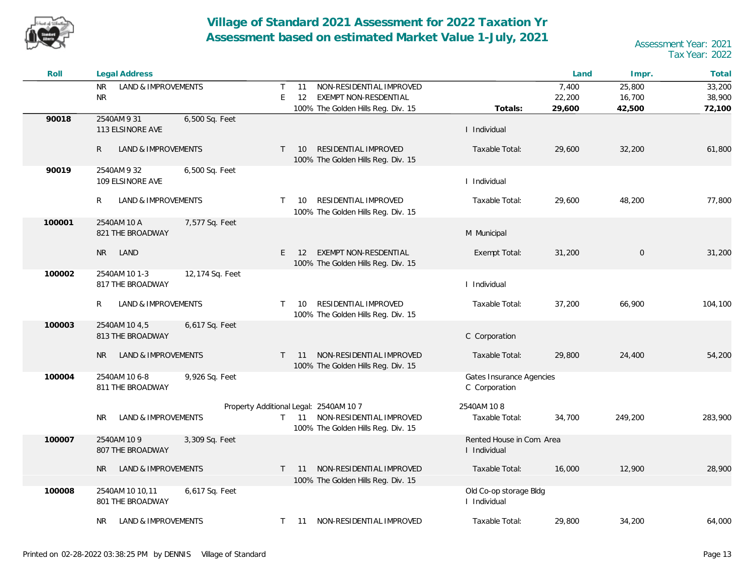# Village of Standard 2021 Assessment for 2022 Taxation Yr
## Assessment based on estimated Market Value 1-July, 2021

Assessment Year: 2021
Tax Year: 2022

| Roll | Legal Address | | | | | | Land | Impr. | Total |
|---|---|---|---|---|---|---|---|---|---|
| | NR LAND & IMPROVEMENTS | | T | 11 | NON-RESIDENTIAL IMPROVED | | 7,400 | 25,800 | 33,200 |
| | NR | | E | 12 | EXEMPT NON-RESDENTIAL | | 22,200 | 16,700 | 38,900 |
| | | | | | 100% The Golden Hills Reg. Div. 15 | **Totals:** | **29,600** | **42,500** | **72,100** |
| **90018** | 2540AM 9 31<br>113 ELSINORE AVE | 6,500 Sq. Feet | | | | I Individual | | | |
| | R LAND & IMPROVEMENTS | | T | 10 | RESIDENTIAL IMPROVED<br>100% The Golden Hills Reg. Div. 15 | Taxable Total: | 29,600 | 32,200 | 61,800 |
| **90019** | 2540AM 9 32<br>109 ELSINORE AVE | 6,500 Sq. Feet | | | | I Individual | | | |
| | R LAND & IMPROVEMENTS | | T | 10 | RESIDENTIAL IMPROVED<br>100% The Golden Hills Reg. Div. 15 | Taxable Total: | 29,600 | 48,200 | 77,800 |
| **100001** | 2540AM 10 A<br>821 THE BROADWAY | 7,577 Sq. Feet | | | | M Municipal | | | |
| | NR LAND | | E | 12 | EXEMPT NON-RESDENTIAL<br>100% The Golden Hills Reg. Div. 15 | Exempt Total: | 31,200 | 0 | 31,200 |
| **100002** | 2540AM 10 1-3<br>817 THE BROADWAY | 12,174 Sq. Feet | | | | I Individual | | | |
| | R LAND & IMPROVEMENTS | | T | 10 | RESIDENTIAL IMPROVED<br>100% The Golden Hills Reg. Div. 15 | Taxable Total: | 37,200 | 66,900 | 104,100 |
| **100003** | 2540AM 10 4,5<br>813 THE BROADWAY | 6,617 Sq. Feet | | | | C Corporation | | | |
| | NR LAND & IMPROVEMENTS | | T | 11 | NON-RESIDENTIAL IMPROVED<br>100% The Golden Hills Reg. Div. 15 | Taxable Total: | 29,800 | 24,400 | 54,200 |
| **100004** | 2540AM 10 6-8<br>811 THE BROADWAY | 9,926 Sq. Feet | | | | Gates Insurance Agencies<br>C Corporation | | | |
| | | | | | Property Additional Legal: 2540AM 10 7 | 2540AM 10 8 | | | |
| | NR LAND & IMPROVEMENTS | | T | 11 | NON-RESIDENTIAL IMPROVED<br>100% The Golden Hills Reg. Div. 15 | Taxable Total: | 34,700 | 249,200 | 283,900 |
| **100007** | 2540AM 10 9<br>807 THE BROADWAY | 3,309 Sq. Feet | | | | Rented House in Com. Area<br>I Individual | | | |
| | NR LAND & IMPROVEMENTS | | T | 11 | NON-RESIDENTIAL IMPROVED<br>100% The Golden Hills Reg. Div. 15 | Taxable Total: | 16,000 | 12,900 | 28,900 |
| **100008** | 2540AM 10 10,11<br>801 THE BROADWAY | 6,617 Sq. Feet | | | | Old Co-op storage Bldg<br>I Individual | | | |
| | NR LAND & IMPROVEMENTS | | T | 11 | NON-RESIDENTIAL IMPROVED | Taxable Total: | 29,800 | 34,200 | 64,000 |

Printed on 02-28-2022 03:38:25 PM by DENNIS Village of Standard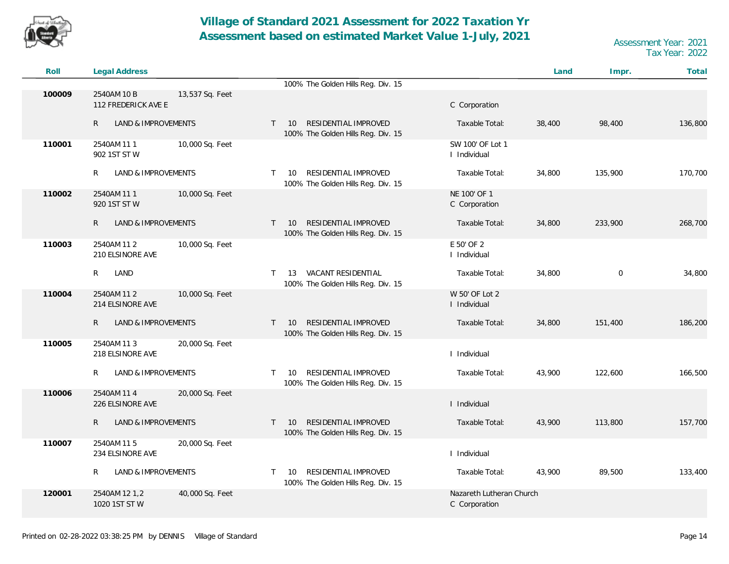# Village of Standard 2021 Assessment for 2022 Taxation Yr
## Assessment based on estimated Market Value 1-July, 2021

Assessment Year: 2021
Tax Year: 2022

| Roll | Legal Address | | | | | Land | Impr. | Total |
|---|---|---|---|---|---|---|---|---|
| | | | 100% The Golden Hills Reg. Div. 15 | | | | | |
| 100009 | 2540AM 10 B<br>112 FREDERICK AVE E | 13,537 Sq. Feet | | C Corporation | | | | |
| | R LAND & IMPROVEMENTS | | T 10 RESIDENTIAL IMPROVED<br>100% The Golden Hills Reg. Div. 15 | | Taxable Total: | 38,400 | 98,400 | 136,800 |
| 110001 | 2540AM 11 1<br>902 1ST ST W | 10,000 Sq. Feet | | SW 100' OF Lot 1<br>I Individual | | | | |
| | R LAND & IMPROVEMENTS | | T 10 RESIDENTIAL IMPROVED<br>100% The Golden Hills Reg. Div. 15 | | Taxable Total: | 34,800 | 135,900 | 170,700 |
| 110002 | 2540AM 11 1<br>920 1ST ST W | 10,000 Sq. Feet | | NE 100' OF 1<br>C Corporation | | | | |
| | R LAND & IMPROVEMENTS | | T 10 RESIDENTIAL IMPROVED<br>100% The Golden Hills Reg. Div. 15 | | Taxable Total: | 34,800 | 233,900 | 268,700 |
| 110003 | 2540AM 11 2<br>210 ELSINORE AVE | 10,000 Sq. Feet | | E 50' OF 2<br>I Individual | | | | |
| | R LAND | | T 13 VACANT RESIDENTIAL<br>100% The Golden Hills Reg. Div. 15 | | Taxable Total: | 34,800 | 0 | 34,800 |
| 110004 | 2540AM 11 2<br>214 ELSINORE AVE | 10,000 Sq. Feet | | W 50' OF Lot 2<br>I Individual | | | | |
| | R LAND & IMPROVEMENTS | | T 10 RESIDENTIAL IMPROVED<br>100% The Golden Hills Reg. Div. 15 | | Taxable Total: | 34,800 | 151,400 | 186,200 |
| 110005 | 2540AM 11 3<br>218 ELSINORE AVE | 20,000 Sq. Feet | | I Individual | | | | |
| | R LAND & IMPROVEMENTS | | T 10 RESIDENTIAL IMPROVED<br>100% The Golden Hills Reg. Div. 15 | | Taxable Total: | 43,900 | 122,600 | 166,500 |
| 110006 | 2540AM 11 4<br>226 ELSINORE AVE | 20,000 Sq. Feet | | I Individual | | | | |
| | R LAND & IMPROVEMENTS | | T 10 RESIDENTIAL IMPROVED<br>100% The Golden Hills Reg. Div. 15 | | Taxable Total: | 43,900 | 113,800 | 157,700 |
| 110007 | 2540AM 11 5<br>234 ELSINORE AVE | 20,000 Sq. Feet | | I Individual | | | | |
| | R LAND & IMPROVEMENTS | | T 10 RESIDENTIAL IMPROVED<br>100% The Golden Hills Reg. Div. 15 | | Taxable Total: | 43,900 | 89,500 | 133,400 |
| 120001 | 2540AM 12 1,2<br>1020 1ST ST W | 40,000 Sq. Feet | | Nazareth Lutheran Church<br>C Corporation | | | | |

Printed on 02-28-2022 03:38:25 PM by DENNIS Village of Standard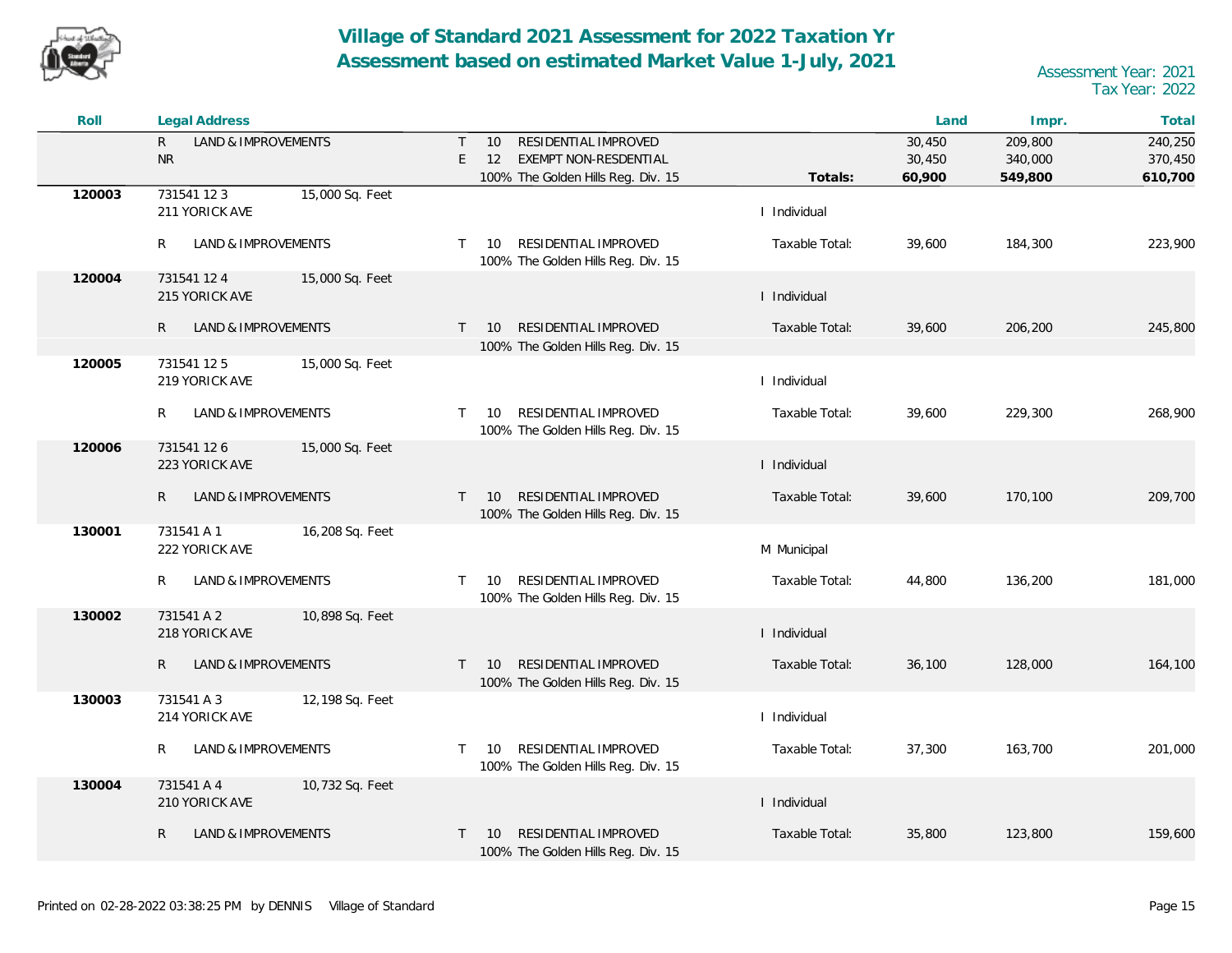# Village of Standard 2021 Assessment for 2022 Taxation Yr
## Assessment based on estimated Market Value 1-July, 2021

Assessment Year: 2021
Tax Year: 2022

| Roll | Legal Address | | | | Land | Impr. | Total |
|---|---|---|---|---|---|---|---|
| | R LAND & IMPROVEMENTS | | T 10 RESIDENTIAL IMPROVED | | 30,450 | 209,800 | 240,250 |
| | NR | | E 12 EXEMPT NON-RESDENTIAL | | 30,450 | 340,000 | 370,450 |
| | | | 100% The Golden Hills Reg. Div. 15 | **Totals:** | **60,900** | **549,800** | **610,700** |
| **120003** | 731541 12 3 | 15,000 Sq. Feet | | | | | |
| | 211 YORICK AVE | | | I Individual | | | |
| | R LAND & IMPROVEMENTS | | T 10 RESIDENTIAL IMPROVED<br>100% The Golden Hills Reg. Div. 15 | Taxable Total: | 39,600 | 184,300 | 223,900 |
| **120004** | 731541 12 4 | 15,000 Sq. Feet | | | | | |
| | 215 YORICK AVE | | | I Individual | | | |
| | R LAND & IMPROVEMENTS | | T 10 RESIDENTIAL IMPROVED<br>100% The Golden Hills Reg. Div. 15 | Taxable Total: | 39,600 | 206,200 | 245,800 |
| **120005** | 731541 12 5 | 15,000 Sq. Feet | | | | | |
| | 219 YORICK AVE | | | I Individual | | | |
| | R LAND & IMPROVEMENTS | | T 10 RESIDENTIAL IMPROVED<br>100% The Golden Hills Reg. Div. 15 | Taxable Total: | 39,600 | 229,300 | 268,900 |
| **120006** | 731541 12 6 | 15,000 Sq. Feet | | | | | |
| | 223 YORICK AVE | | | I Individual | | | |
| | R LAND & IMPROVEMENTS | | T 10 RESIDENTIAL IMPROVED<br>100% The Golden Hills Reg. Div. 15 | Taxable Total: | 39,600 | 170,100 | 209,700 |
| **130001** | 731541 A 1 | 16,208 Sq. Feet | | | | | |
| | 222 YORICK AVE | | | M Municipal | | | |
| | R LAND & IMPROVEMENTS | | T 10 RESIDENTIAL IMPROVED<br>100% The Golden Hills Reg. Div. 15 | Taxable Total: | 44,800 | 136,200 | 181,000 |
| **130002** | 731541 A 2 | 10,898 Sq. Feet | | | | | |
| | 218 YORICK AVE | | | I Individual | | | |
| | R LAND & IMPROVEMENTS | | T 10 RESIDENTIAL IMPROVED<br>100% The Golden Hills Reg. Div. 15 | Taxable Total: | 36,100 | 128,000 | 164,100 |
| **130003** | 731541 A 3 | 12,198 Sq. Feet | | | | | |
| | 214 YORICK AVE | | | I Individual | | | |
| | R LAND & IMPROVEMENTS | | T 10 RESIDENTIAL IMPROVED<br>100% The Golden Hills Reg. Div. 15 | Taxable Total: | 37,300 | 163,700 | 201,000 |
| **130004** | 731541 A 4 | 10,732 Sq. Feet | | | | | |
| | 210 YORICK AVE | | | I Individual | | | |
| | R LAND & IMPROVEMENTS | | T 10 RESIDENTIAL IMPROVED<br>100% The Golden Hills Reg. Div. 15 | Taxable Total: | 35,800 | 123,800 | 159,600 |

Printed on 02-28-2022 03:38:25 PM by DENNIS Village of Standard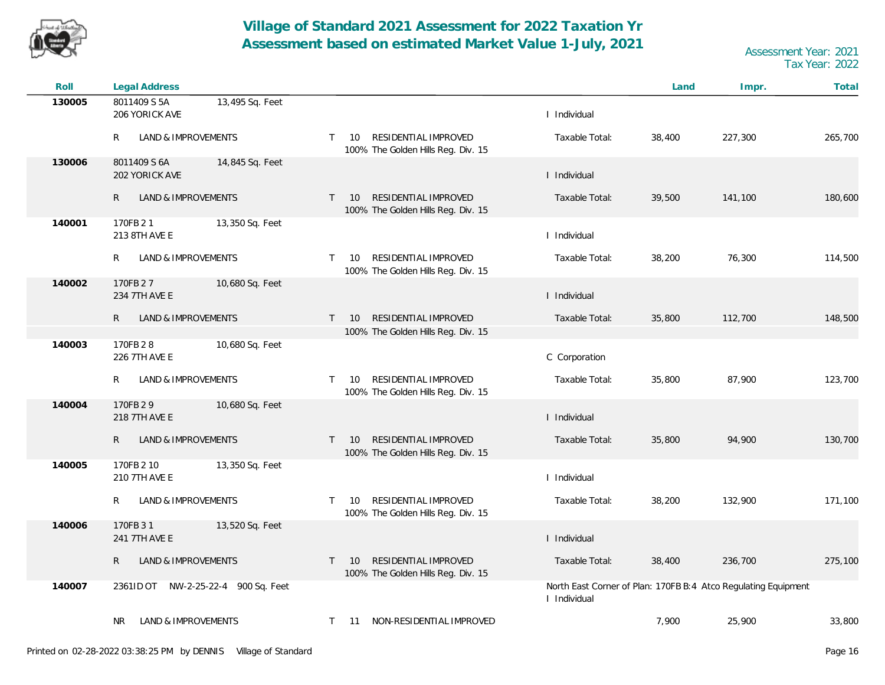# Village of Standard 2021 Assessment for 2022 Taxation Yr
## Assessment based on estimated Market Value 1-July, 2021

Assessment Year: 2021
Tax Year: 2022

| Roll | Legal Address | | | | | Land | Impr. | Total |
|---|---|---|---|---|---|---|---|---|
| 130005 | 8011409 S 5A, 206 YORICK AVE | 13,495 Sq. Feet | | | I Individual | | | |
| | R LAND & IMPROVEMENTS | | T 10 | RESIDENTIAL IMPROVED, 100% The Golden Hills Reg. Div. 15 | Taxable Total: | 38,400 | 227,300 | 265,700 |
| 130006 | 8011409 S 6A, 202 YORICK AVE | 14,845 Sq. Feet | | | I Individual | | | |
| | R LAND & IMPROVEMENTS | | T 10 | RESIDENTIAL IMPROVED, 100% The Golden Hills Reg. Div. 15 | Taxable Total: | 39,500 | 141,100 | 180,600 |
| 140001 | 170FB 2 1, 213 8TH AVE E | 13,350 Sq. Feet | | | I Individual | | | |
| | R LAND & IMPROVEMENTS | | T 10 | RESIDENTIAL IMPROVED, 100% The Golden Hills Reg. Div. 15 | Taxable Total: | 38,200 | 76,300 | 114,500 |
| 140002 | 170FB 2 7, 234 7TH AVE E | 10,680 Sq. Feet | | | I Individual | | | |
| | R LAND & IMPROVEMENTS | | T 10 | RESIDENTIAL IMPROVED, 100% The Golden Hills Reg. Div. 15 | Taxable Total: | 35,800 | 112,700 | 148,500 |
| 140003 | 170FB 2 8, 226 7TH AVE E | 10,680 Sq. Feet | | | C Corporation | | | |
| | R LAND & IMPROVEMENTS | | T 10 | RESIDENTIAL IMPROVED, 100% The Golden Hills Reg. Div. 15 | Taxable Total: | 35,800 | 87,900 | 123,700 |
| 140004 | 170FB 2 9, 218 7TH AVE E | 10,680 Sq. Feet | | | I Individual | | | |
| | R LAND & IMPROVEMENTS | | T 10 | RESIDENTIAL IMPROVED, 100% The Golden Hills Reg. Div. 15 | Taxable Total: | 35,800 | 94,900 | 130,700 |
| 140005 | 170FB 2 10, 210 7TH AVE E | 13,350 Sq. Feet | | | I Individual | | | |
| | R LAND & IMPROVEMENTS | | T 10 | RESIDENTIAL IMPROVED, 100% The Golden Hills Reg. Div. 15 | Taxable Total: | 38,200 | 132,900 | 171,100 |
| 140006 | 170FB 3 1, 241 7TH AVE E | 13,520 Sq. Feet | | | I Individual | | | |
| | R LAND & IMPROVEMENTS | | T 10 | RESIDENTIAL IMPROVED, 100% The Golden Hills Reg. Div. 15 | Taxable Total: | 38,400 | 236,700 | 275,100 |
| 140007 | 2361IDOT NW-2-25-22-4 | 900 Sq. Feet | | | North East Corner of Plan: 170FB B:4 Atco Regulating Equipment, I Individual | | | |
| | NR LAND & IMPROVEMENTS | | T 11 | NON-RESIDENTIAL IMPROVED | | 7,900 | 25,900 | 33,800 |

Printed on 02-28-2022 03:38:25 PM by DENNIS Village of Standard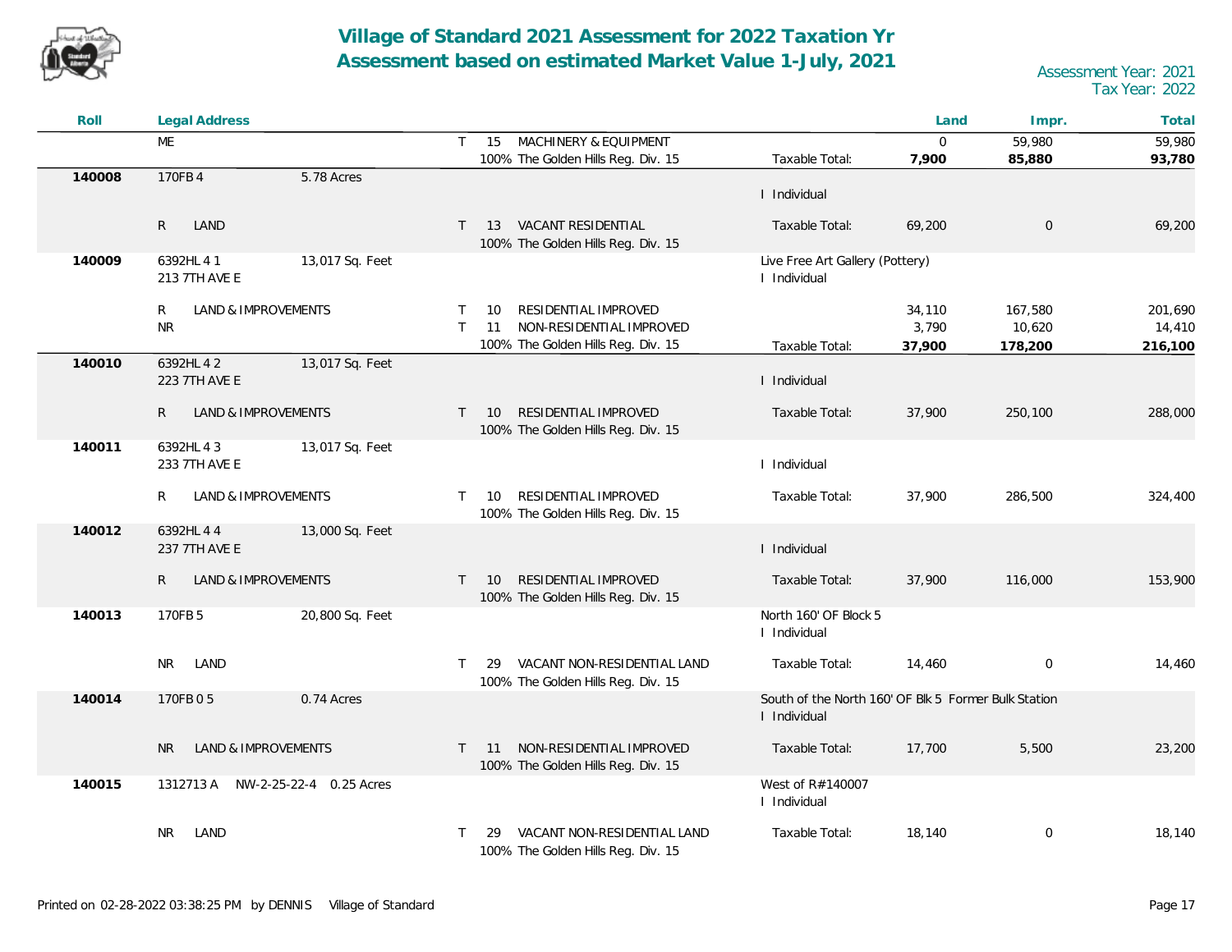# Village of Standard 2021 Assessment for 2022 Taxation Yr
# Assessment based on estimated Market Value 1-July, 2021

Assessment Year: 2021
Tax Year: 2022

| Roll | Legal Address | | | Land | Impr. | Total |
|---|---|---|---|---|---|---|
| | ME | T 15 MACHINERY & EQUIPMENT | | 0 | 59,980 | 59,980 |
| | | 100% The Golden Hills Reg. Div. 15 | Taxable Total: | **7,900** | **85,880** | **93,780** |
| **140008** | 170FB 4 5.78 Acres | | I Individual | | | |
| | R LAND | T 13 VACANT RESIDENTIAL<br>100% The Golden Hills Reg. Div. 15 | Taxable Total: | 69,200 | 0 | 69,200 |
| **140009** | 6392HL 4 1 13,017 Sq. Feet<br>213 7TH AVE E | | Live Free Art Gallery (Pottery)<br>I Individual | | | |
| | R LAND & IMPROVEMENTS | T 10 RESIDENTIAL IMPROVED | | 34,110 | 167,580 | 201,690 |
| | NR | T 11 NON-RESIDENTIAL IMPROVED | | 3,790 | 10,620 | 14,410 |
| | | 100% The Golden Hills Reg. Div. 15 | Taxable Total: | **37,900** | **178,200** | **216,100** |
| **140010** | 6392HL 4 2 13,017 Sq. Feet<br>223 7TH AVE E | | I Individual | | | |
| | R LAND & IMPROVEMENTS | T 10 RESIDENTIAL IMPROVED<br>100% The Golden Hills Reg. Div. 15 | Taxable Total: | 37,900 | 250,100 | 288,000 |
| **140011** | 6392HL 4 3 13,017 Sq. Feet<br>233 7TH AVE E | | I Individual | | | |
| | R LAND & IMPROVEMENTS | T 10 RESIDENTIAL IMPROVED<br>100% The Golden Hills Reg. Div. 15 | Taxable Total: | 37,900 | 286,500 | 324,400 |
| **140012** | 6392HL 4 4 13,000 Sq. Feet<br>237 7TH AVE E | | I Individual | | | |
| | R LAND & IMPROVEMENTS | T 10 RESIDENTIAL IMPROVED<br>100% The Golden Hills Reg. Div. 15 | Taxable Total: | 37,900 | 116,000 | 153,900 |
| **140013** | 170FB 5 20,800 Sq. Feet | | North 160' OF Block 5<br>I Individual | | | |
| | NR LAND | T 29 VACANT NON-RESIDENTIAL LAND<br>100% The Golden Hills Reg. Div. 15 | Taxable Total: | 14,460 | 0 | 14,460 |
| **140014** | 170FB 0 5 0.74 Acres | | South of the North 160' OF Blk 5 Former Bulk Station<br>I Individual | | | |
| | NR LAND & IMPROVEMENTS | T 11 NON-RESIDENTIAL IMPROVED<br>100% The Golden Hills Reg. Div. 15 | Taxable Total: | 17,700 | 5,500 | 23,200 |
| **140015** | 1312713 A NW-2-25-22-4 0.25 Acres | | West of R#140007<br>I Individual | | | |
| | NR LAND | T 29 VACANT NON-RESIDENTIAL LAND<br>100% The Golden Hills Reg. Div. 15 | Taxable Total: | 18,140 | 0 | 18,140 |

Printed on 02-28-2022 03:38:25 PM by DENNIS Village of Standard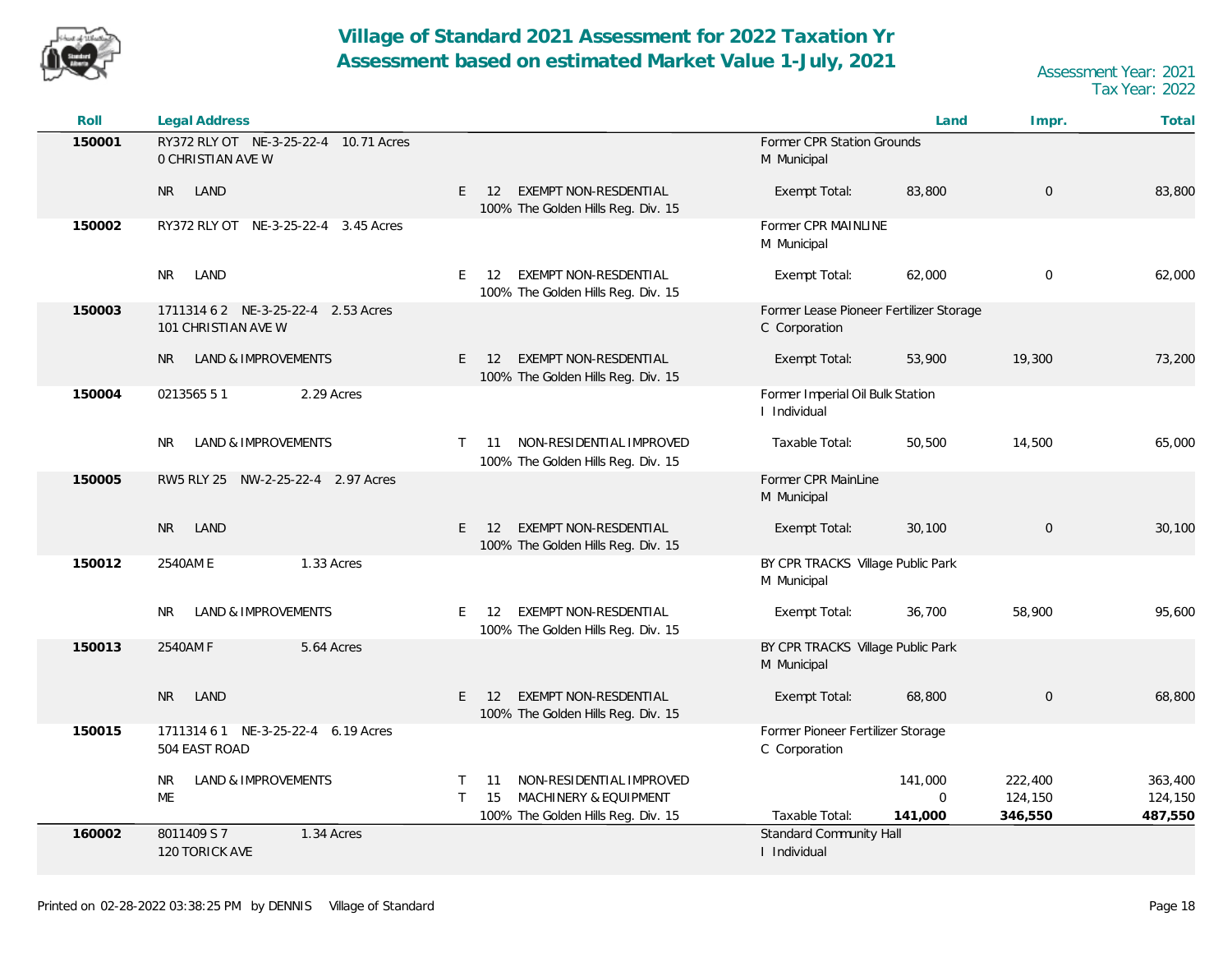# Village of Standard 2021 Assessment for 2022 Taxation Yr
## Assessment based on estimated Market Value 1-July, 2021

Assessment Year: 2021
Tax Year: 2022

| Roll | Legal Address | | | | Land | Impr. | Total |
|---|---|---|---|---|---|---|---|
| **150001** | RY372 RLY OT NE-3-25-22-4 10.71 Acres<br>0 CHRISTIAN AVE W | | | Former CPR Station Grounds<br>M Municipal | | | |
| | NR LAND | E 12 EXEMPT NON-RESDENTIAL<br>100% The Golden Hills Reg. Div. 15 | | Exempt Total: | 83,800 | 0 | 83,800 |
| **150002** | RY372 RLY OT NE-3-25-22-4 3.45 Acres | | | Former CPR MAINLINE<br>M Municipal | | | |
| | NR LAND | E 12 EXEMPT NON-RESDENTIAL<br>100% The Golden Hills Reg. Div. 15 | | Exempt Total: | 62,000 | 0 | 62,000 |
| **150003** | 1711314 6 2 NE-3-25-22-4 2.53 Acres<br>101 CHRISTIAN AVE W | | | Former Lease Pioneer Fertilizer Storage<br>C Corporation | | | |
| | NR LAND & IMPROVEMENTS | E 12 EXEMPT NON-RESDENTIAL<br>100% The Golden Hills Reg. Div. 15 | | Exempt Total: | 53,900 | 19,300 | 73,200 |
| **150004** | 0213565 5 1 2.29 Acres | | | Former Imperial Oil Bulk Station<br>I Individual | | | |
| | NR LAND & IMPROVEMENTS | T 11 NON-RESIDENTIAL IMPROVED<br>100% The Golden Hills Reg. Div. 15 | | Taxable Total: | 50,500 | 14,500 | 65,000 |
| **150005** | RW5 RLY 25 NW-2-25-22-4 2.97 Acres | | | Former CPR MainLine<br>M Municipal | | | |
| | NR LAND | E 12 EXEMPT NON-RESDENTIAL<br>100% The Golden Hills Reg. Div. 15 | | Exempt Total: | 30,100 | 0 | 30,100 |
| **150012** | 2540AM E 1.33 Acres | | | BY CPR TRACKS Village Public Park<br>M Municipal | | | |
| | NR LAND & IMPROVEMENTS | E 12 EXEMPT NON-RESDENTIAL<br>100% The Golden Hills Reg. Div. 15 | | Exempt Total: | 36,700 | 58,900 | 95,600 |
| **150013** | 2540AM F 5.64 Acres | | | BY CPR TRACKS Village Public Park<br>M Municipal | | | |
| | NR LAND | E 12 EXEMPT NON-RESDENTIAL<br>100% The Golden Hills Reg. Div. 15 | | Exempt Total: | 68,800 | 0 | 68,800 |
| **150015** | 1711314 6 1 NE-3-25-22-4 6.19 Acres<br>504 EAST ROAD | | | Former Pioneer Fertilizer Storage<br>C Corporation | | | |
| | NR LAND & IMPROVEMENTS | T 11 NON-RESIDENTIAL IMPROVED | | | 141,000 | 222,400 | 363,400 |
| | ME | T 15 MACHINERY & EQUIPMENT | | | 0 | 124,150 | 124,150 |
| | | 100% The Golden Hills Reg. Div. 15 | | Taxable Total: | **141,000** | **346,550** | **487,550** |
| **160002** | 8011409 S 7 1.34 Acres<br>120 TORICK AVE | | | Standard Community Hall<br>I Individual | | | |

Printed on 02-28-2022 03:38:25 PM by DENNIS Village of Standard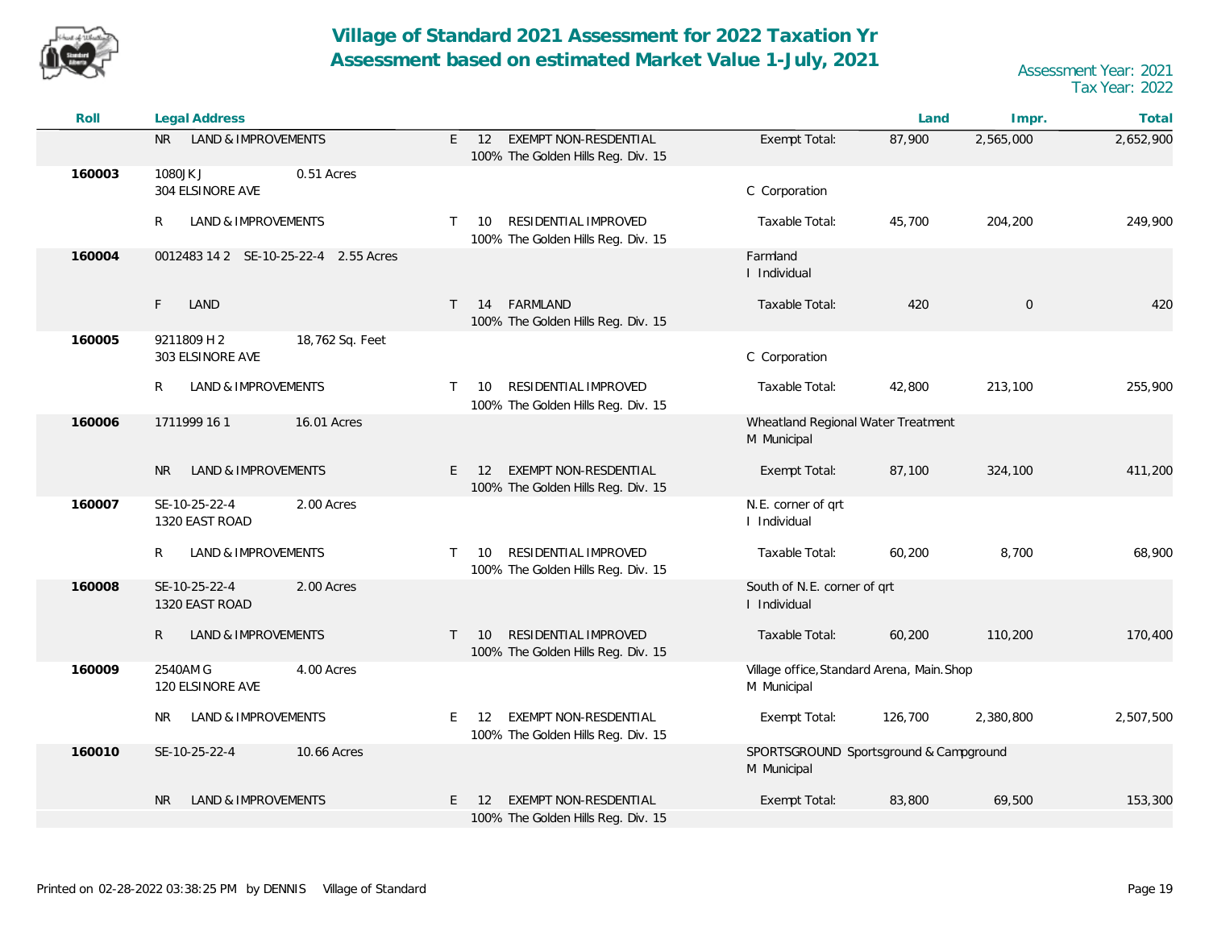# Village of Standard 2021 Assessment for 2022 Taxation Yr
## Assessment based on estimated Market Value 1-July, 2021

Assessment Year: 2021
Tax Year: 2022

| Roll | Legal Address | | | | Land | Impr. | Total |
|---|---|---|---|---|---|---|---|
| | NR LAND & IMPROVEMENTS | | E 12 EXEMPT NON-RESDENTIAL<br>100% The Golden Hills Reg. Div. 15 | Exempt Total: | 87,900 | 2,565,000 | 2,652,900 |
| 160003 | 1080JKJ<br>304 ELSINORE AVE | 0.51 Acres | | C Corporation | | | |
| | R LAND & IMPROVEMENTS | | T 10 RESIDENTIAL IMPROVED<br>100% The Golden Hills Reg. Div. 15 | Taxable Total: | 45,700 | 204,200 | 249,900 |
| 160004 | 0012483 14 2 SE-10-25-22-4 | 2.55 Acres | | Farmland<br>I Individual | | | |
| | F LAND | | T 14 FARMLAND<br>100% The Golden Hills Reg. Div. 15 | Taxable Total: | 420 | 0 | 420 |
| 160005 | 9211809 H 2<br>303 ELSINORE AVE | 18,762 Sq. Feet | | C Corporation | | | |
| | R LAND & IMPROVEMENTS | | T 10 RESIDENTIAL IMPROVED<br>100% The Golden Hills Reg. Div. 15 | Taxable Total: | 42,800 | 213,100 | 255,900 |
| 160006 | 1711999 16 1 | 16.01 Acres | | Wheatland Regional Water Treatment<br>M Municipal | | | |
| | NR LAND & IMPROVEMENTS | | E 12 EXEMPT NON-RESDENTIAL<br>100% The Golden Hills Reg. Div. 15 | Exempt Total: | 87,100 | 324,100 | 411,200 |
| 160007 | SE-10-25-22-4<br>1320 EAST ROAD | 2.00 Acres | | N.E. corner of qrt<br>I Individual | | | |
| | R LAND & IMPROVEMENTS | | T 10 RESIDENTIAL IMPROVED<br>100% The Golden Hills Reg. Div. 15 | Taxable Total: | 60,200 | 8,700 | 68,900 |
| 160008 | SE-10-25-22-4<br>1320 EAST ROAD | 2.00 Acres | | South of N.E. corner of qrt<br>I Individual | | | |
| | R LAND & IMPROVEMENTS | | T 10 RESIDENTIAL IMPROVED<br>100% The Golden Hills Reg. Div. 15 | Taxable Total: | 60,200 | 110,200 | 170,400 |
| 160009 | 2540AM G<br>120 ELSINORE AVE | 4.00 Acres | | Village office, Standard Arena, Main. Shop<br>M Municipal | | | |
| | NR LAND & IMPROVEMENTS | | E 12 EXEMPT NON-RESDENTIAL<br>100% The Golden Hills Reg. Div. 15 | Exempt Total: | 126,700 | 2,380,800 | 2,507,500 |
| 160010 | SE-10-25-22-4 | 10.66 Acres | | SPORTSGROUND Sportsground & Campground<br>M Municipal | | | |
| | NR LAND & IMPROVEMENTS | | E 12 EXEMPT NON-RESDENTIAL<br>100% The Golden Hills Reg. Div. 15 | Exempt Total: | 83,800 | 69,500 | 153,300 |

Printed on 02-28-2022 03:38:25 PM by DENNIS Village of Standard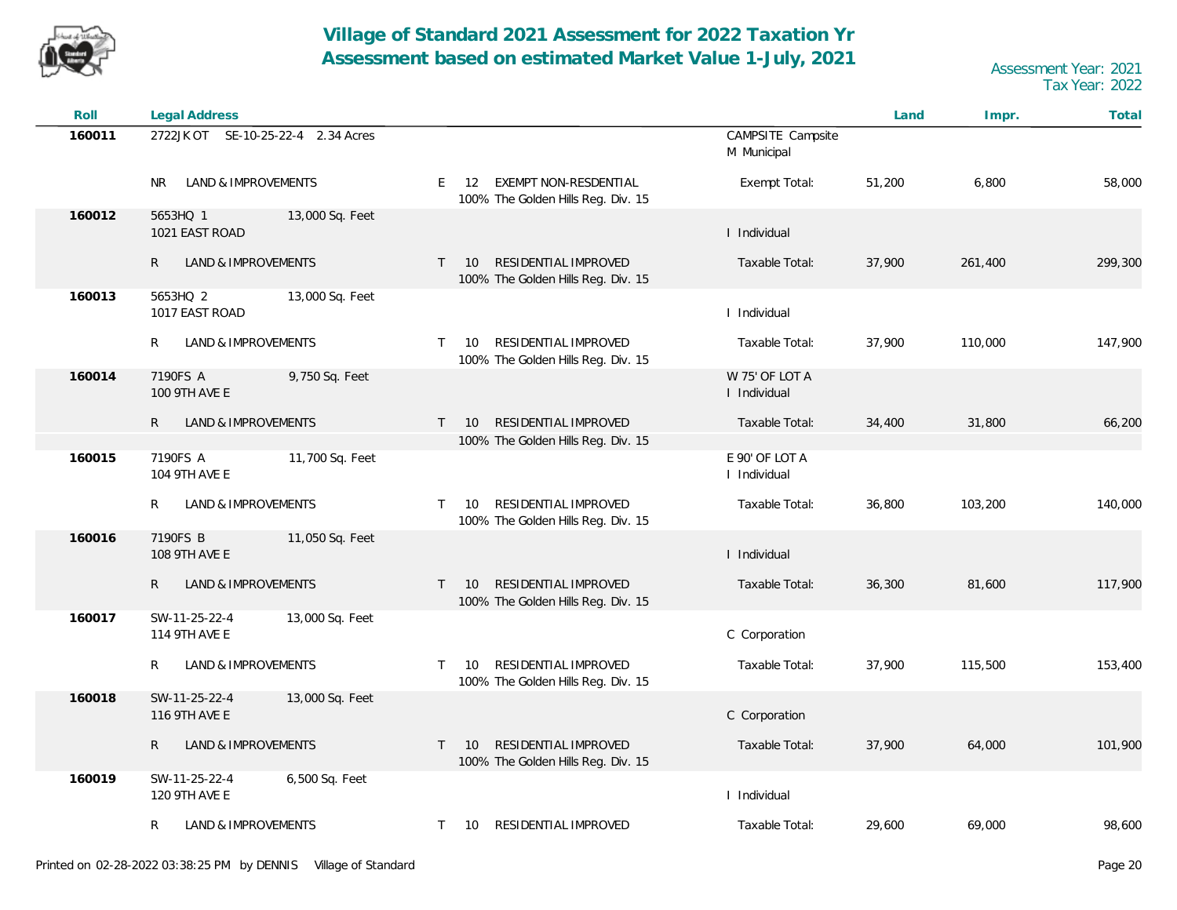# Village of Standard 2021 Assessment for 2022 Taxation Yr
## Assessment based on estimated Market Value 1-July, 2021

Assessment Year: 2021
Tax Year: 2022

| Roll | Legal Address | | | Land | Impr. | Total |
|---|---|---|---|---|---|---|
| 160011 | 2722JK OT SE-10-25-22-4 2.34 Acres | | CAMPSITE Campsite<br>M Municipal | | | |
| | NR LAND & IMPROVEMENTS | E 12 EXEMPT NON-RESDENTIAL<br>100% The Golden Hills Reg. Div. 15 | Exempt Total: | 51,200 | 6,800 | 58,000 |
| 160012 | 5653HQ 1 13,000 Sq. Feet<br>1021 EAST ROAD | | I Individual | | | |
| | R LAND & IMPROVEMENTS | T 10 RESIDENTIAL IMPROVED<br>100% The Golden Hills Reg. Div. 15 | Taxable Total: | 37,900 | 261,400 | 299,300 |
| 160013 | 5653HQ 2 13,000 Sq. Feet<br>1017 EAST ROAD | | I Individual | | | |
| | R LAND & IMPROVEMENTS | T 10 RESIDENTIAL IMPROVED<br>100% The Golden Hills Reg. Div. 15 | Taxable Total: | 37,900 | 110,000 | 147,900 |
| 160014 | 7190FS A 9,750 Sq. Feet<br>100 9TH AVE E | | W 75' OF LOT A<br>I Individual | | | |
| | R LAND & IMPROVEMENTS | T 10 RESIDENTIAL IMPROVED<br>100% The Golden Hills Reg. Div. 15 | Taxable Total: | 34,400 | 31,800 | 66,200 |
| 160015 | 7190FS A 11,700 Sq. Feet<br>104 9TH AVE E | | E 90' OF LOT A<br>I Individual | | | |
| | R LAND & IMPROVEMENTS | T 10 RESIDENTIAL IMPROVED<br>100% The Golden Hills Reg. Div. 15 | Taxable Total: | 36,800 | 103,200 | 140,000 |
| 160016 | 7190FS B 11,050 Sq. Feet<br>108 9TH AVE E | | I Individual | | | |
| | R LAND & IMPROVEMENTS | T 10 RESIDENTIAL IMPROVED<br>100% The Golden Hills Reg. Div. 15 | Taxable Total: | 36,300 | 81,600 | 117,900 |
| 160017 | SW-11-25-22-4 13,000 Sq. Feet<br>114 9TH AVE E | | C Corporation | | | |
| | R LAND & IMPROVEMENTS | T 10 RESIDENTIAL IMPROVED<br>100% The Golden Hills Reg. Div. 15 | Taxable Total: | 37,900 | 115,500 | 153,400 |
| 160018 | SW-11-25-22-4 13,000 Sq. Feet<br>116 9TH AVE E | | C Corporation | | | |
| | R LAND & IMPROVEMENTS | T 10 RESIDENTIAL IMPROVED<br>100% The Golden Hills Reg. Div. 15 | Taxable Total: | 37,900 | 64,000 | 101,900 |
| 160019 | SW-11-25-22-4 6,500 Sq. Feet<br>120 9TH AVE E | | I Individual | | | |
| | R LAND & IMPROVEMENTS | T 10 RESIDENTIAL IMPROVED | Taxable Total: | 29,600 | 69,000 | 98,600 |

Printed on 02-28-2022 03:38:25 PM by DENNIS Village of Standard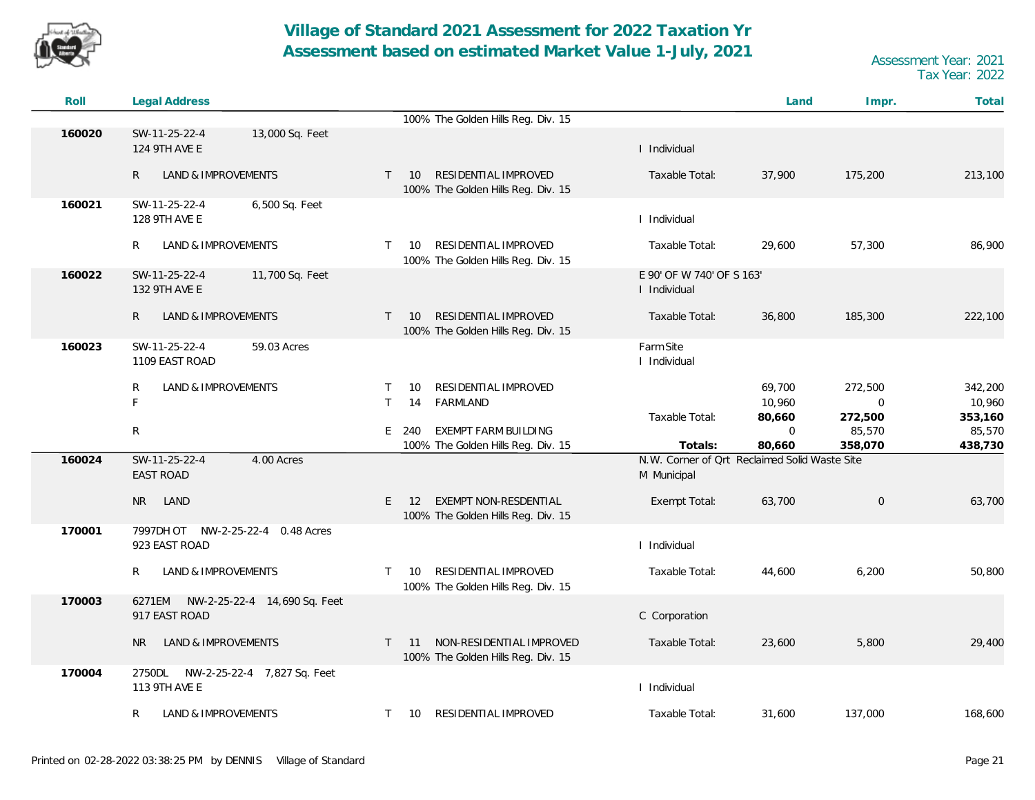# Village of Standard 2021 Assessment for 2022 Taxation Yr
## Assessment based on estimated Market Value 1-July, 2021

Assessment Year: 2021
Tax Year: 2022

| Roll | Legal Address | | | | | Land | Impr. | Total |
|---|---|---|---|---|---|---|---|---|
| | | | | 100% The Golden Hills Reg. Div. 15 | | | | |
| 160020 | SW-11-25-22-4 | 13,000 Sq. Feet | | | | | | |
| | 124 9TH AVE E | | | | I Individual | | | |
| | R | LAND & IMPROVEMENTS | T 10 | RESIDENTIAL IMPROVED | Taxable Total: | 37,900 | 175,200 | 213,100 |
| | | | | 100% The Golden Hills Reg. Div. 15 | | | | |
| 160021 | SW-11-25-22-4 | 6,500 Sq. Feet | | | | | | |
| | 128 9TH AVE E | | | | I Individual | | | |
| | R | LAND & IMPROVEMENTS | T 10 | RESIDENTIAL IMPROVED | Taxable Total: | 29,600 | 57,300 | 86,900 |
| | | | | 100% The Golden Hills Reg. Div. 15 | | | | |
| 160022 | SW-11-25-22-4 | 11,700 Sq. Feet | | | E 90' OF W 740' OF S 163' | | | |
| | 132 9TH AVE E | | | | I Individual | | | |
| | R | LAND & IMPROVEMENTS | T 10 | RESIDENTIAL IMPROVED | Taxable Total: | 36,800 | 185,300 | 222,100 |
| | | | | 100% The Golden Hills Reg. Div. 15 | | | | |
| 160023 | SW-11-25-22-4 | 59.03 Acres | | | Farm Site | | | |
| | 1109 EAST ROAD | | | | I Individual | | | |
| | R | LAND & IMPROVEMENTS | T 10 | RESIDENTIAL IMPROVED | | 69,700 | 272,500 | 342,200 |
| | F | | T 14 | FARMLAND | | 10,960 | 0 | 10,960 |
| | | | | | Taxable Total: | **80,660** | **272,500** | **353,160** |
| | R | | E 240 | EXEMPT FARM BUILDING | | 0 | 85,570 | 85,570 |
| | | | | 100% The Golden Hills Reg. Div. 15 | **Totals:** | **80,660** | **358,070** | **438,730** |
| 160024 | SW-11-25-22-4 | 4.00 Acres | | | N.W. Corner of Qrt Reclaimed Solid Waste Site | | | |
| | EAST ROAD | | | | M Municipal | | | |
| | NR | LAND | E 12 | EXEMPT NON-RESDENTIAL | Exempt Total: | 63,700 | 0 | 63,700 |
| | | | | 100% The Golden Hills Reg. Div. 15 | | | | |
| 170001 | 7997DH OT NW-2-25-22-4 | 0.48 Acres | | | | | | |
| | 923 EAST ROAD | | | | I Individual | | | |
| | R | LAND & IMPROVEMENTS | T 10 | RESIDENTIAL IMPROVED | Taxable Total: | 44,600 | 6,200 | 50,800 |
| | | | | 100% The Golden Hills Reg. Div. 15 | | | | |
| 170003 | 6271EM NW-2-25-22-4 | 14,690 Sq. Feet | | | | | | |
| | 917 EAST ROAD | | | | C Corporation | | | |
| | NR | LAND & IMPROVEMENTS | T 11 | NON-RESIDENTIAL IMPROVED | Taxable Total: | 23,600 | 5,800 | 29,400 |
| | | | | 100% The Golden Hills Reg. Div. 15 | | | | |
| 170004 | 2750DL NW-2-25-22-4 | 7,827 Sq. Feet | | | | | | |
| | 113 9TH AVE E | | | | I Individual | | | |
| | R | LAND & IMPROVEMENTS | T 10 | RESIDENTIAL IMPROVED | Taxable Total: | 31,600 | 137,000 | 168,600 |

Printed on 02-28-2022 03:38:25 PM by DENNIS Village of Standard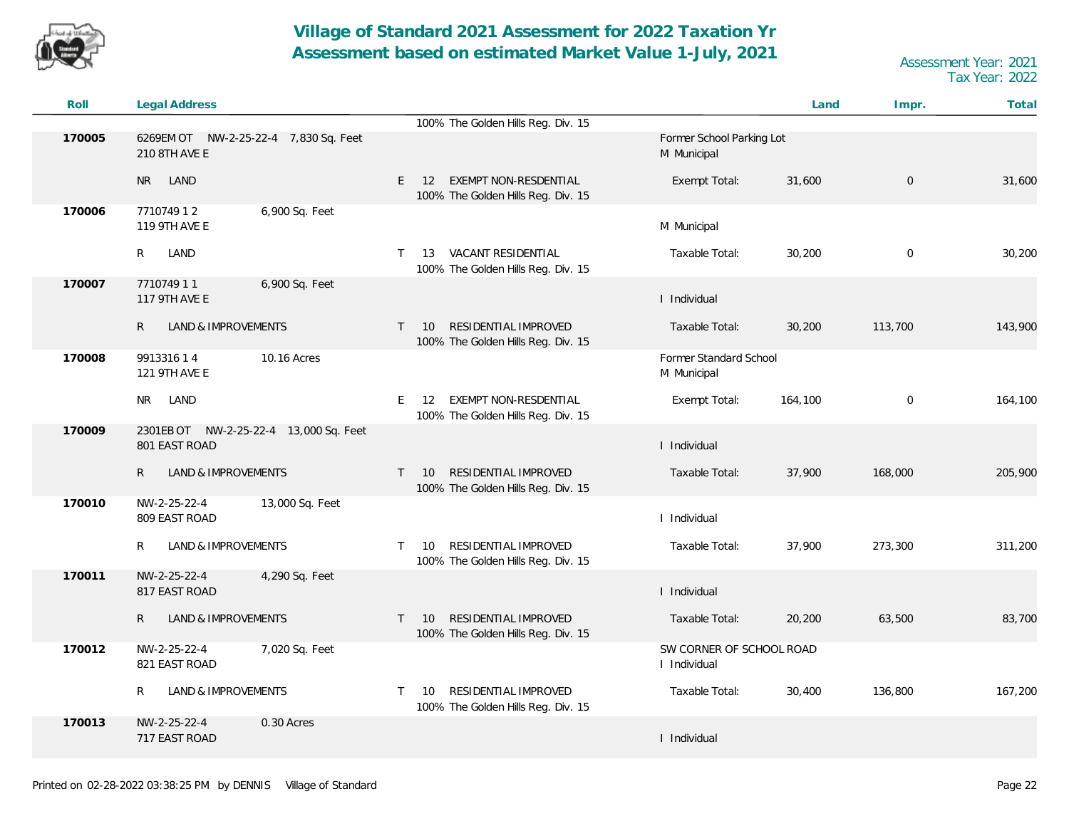# Village of Standard 2021 Assessment for 2022 Taxation Yr
## Assessment based on estimated Market Value 1-July, 2021

Assessment Year: 2021
Tax Year: 2022

| Roll | Legal Address | | | Land | Impr. | Total |
|---|---|---|---|---|---|---|
| | | 100% The Golden Hills Reg. Div. 15 | | | | |
| 170005 | 6269EM OT NW-2-25-22-4 7,830 Sq. Feet<br>210 8TH AVE E | | Former School Parking Lot<br>M Municipal | | | |
| | NR LAND | E 12 EXEMPT NON-RESDENTIAL<br>100% The Golden Hills Reg. Div. 15 | Exempt Total: | 31,600 | 0 | 31,600 |
| 170006 | 7710749 1 2 6,900 Sq. Feet<br>119 9TH AVE E | | M Municipal | | | |
| | R LAND | T 13 VACANT RESIDENTIAL<br>100% The Golden Hills Reg. Div. 15 | Taxable Total: | 30,200 | 0 | 30,200 |
| 170007 | 7710749 1 1 6,900 Sq. Feet<br>117 9TH AVE E | | I Individual | | | |
| | R LAND & IMPROVEMENTS | T 10 RESIDENTIAL IMPROVED<br>100% The Golden Hills Reg. Div. 15 | Taxable Total: | 30,200 | 113,700 | 143,900 |
| 170008 | 9913316 1 4 10.16 Acres<br>121 9TH AVE E | | Former Standard School<br>M Municipal | | | |
| | NR LAND | E 12 EXEMPT NON-RESDENTIAL<br>100% The Golden Hills Reg. Div. 15 | Exempt Total: | 164,100 | 0 | 164,100 |
| 170009 | 2301EB OT NW-2-25-22-4 13,000 Sq. Feet<br>801 EAST ROAD | | I Individual | | | |
| | R LAND & IMPROVEMENTS | T 10 RESIDENTIAL IMPROVED<br>100% The Golden Hills Reg. Div. 15 | Taxable Total: | 37,900 | 168,000 | 205,900 |
| 170010 | NW-2-25-22-4 13,000 Sq. Feet<br>809 EAST ROAD | | I Individual | | | |
| | R LAND & IMPROVEMENTS | T 10 RESIDENTIAL IMPROVED<br>100% The Golden Hills Reg. Div. 15 | Taxable Total: | 37,900 | 273,300 | 311,200 |
| 170011 | NW-2-25-22-4 4,290 Sq. Feet<br>817 EAST ROAD | | I Individual | | | |
| | R LAND & IMPROVEMENTS | T 10 RESIDENTIAL IMPROVED<br>100% The Golden Hills Reg. Div. 15 | Taxable Total: | 20,200 | 63,500 | 83,700 |
| 170012 | NW-2-25-22-4 7,020 Sq. Feet<br>821 EAST ROAD | | SW CORNER OF SCHOOL ROAD<br>I Individual | | | |
| | R LAND & IMPROVEMENTS | T 10 RESIDENTIAL IMPROVED<br>100% The Golden Hills Reg. Div. 15 | Taxable Total: | 30,400 | 136,800 | 167,200 |
| 170013 | NW-2-25-22-4 0.30 Acres<br>717 EAST ROAD | | I Individual | | | |

Printed on 02-28-2022 03:38:25 PM by DENNIS Village of Standard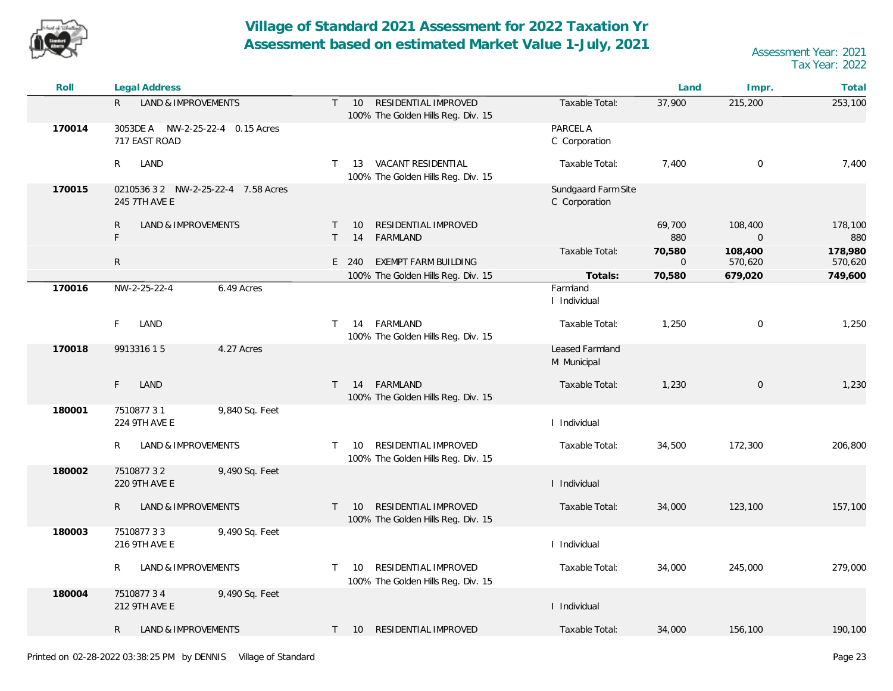# Village of Standard 2021 Assessment for 2022 Taxation Yr
# Assessment based on estimated Market Value 1-July, 2021

Assessment Year: 2021
Tax Year: 2022

| Roll | Legal Address | | | | Land | Impr. | Total |
|---|---|---|---|---|---|---|---|
| | R LAND & IMPROVEMENTS | T 10 RESIDENTIAL IMPROVED<br>100% The Golden Hills Reg. Div. 15 | | Taxable Total: | 37,900 | 215,200 | 253,100 |
| 170014 | 3053DE A NW-2-25-22-4 0.15 Acres<br>717 EAST ROAD | | PARCEL A<br>C Corporation | | | | |
| | R LAND | T 13 VACANT RESIDENTIAL<br>100% The Golden Hills Reg. Div. 15 | | Taxable Total: | 7,400 | 0 | 7,400 |
| 170015 | 0210536 3 2 NW-2-25-22-4 7.58 Acres<br>245 7TH AVE E | | Sundgaard Farm Site<br>C Corporation | | | | |
| | R LAND & IMPROVEMENTS | T 10 RESIDENTIAL IMPROVED | | | 69,700 | 108,400 | 178,100 |
| | F | T 14 FARMLAND | | | 880 | 0 | 880 |
| | | | | Taxable Total: | **70,580** | **108,400** | **178,980** |
| | R | E 240 EXEMPT FARM BUILDING | | | 0 | 570,620 | 570,620 |
| | | 100% The Golden Hills Reg. Div. 15 | | **Totals:** | **70,580** | **679,020** | **749,600** |
| 170016 | NW-2-25-22-4 6.49 Acres | | Farmland<br>I Individual | | | | |
| | F LAND | T 14 FARMLAND<br>100% The Golden Hills Reg. Div. 15 | | Taxable Total: | 1,250 | 0 | 1,250 |
| 170018 | 9913316 1 5 4.27 Acres | | Leased Farmland<br>M Municipal | | | | |
| | F LAND | T 14 FARMLAND<br>100% The Golden Hills Reg. Div. 15 | | Taxable Total: | 1,230 | 0 | 1,230 |
| 180001 | 7510877 3 1 9,840 Sq. Feet<br>224 9TH AVE E | | I Individual | | | | |
| | R LAND & IMPROVEMENTS | T 10 RESIDENTIAL IMPROVED<br>100% The Golden Hills Reg. Div. 15 | | Taxable Total: | 34,500 | 172,300 | 206,800 |
| 180002 | 7510877 3 2 9,490 Sq. Feet<br>220 9TH AVE E | | I Individual | | | | |
| | R LAND & IMPROVEMENTS | T 10 RESIDENTIAL IMPROVED<br>100% The Golden Hills Reg. Div. 15 | | Taxable Total: | 34,000 | 123,100 | 157,100 |
| 180003 | 7510877 3 3 9,490 Sq. Feet<br>216 9TH AVE E | | I Individual | | | | |
| | R LAND & IMPROVEMENTS | T 10 RESIDENTIAL IMPROVED<br>100% The Golden Hills Reg. Div. 15 | | Taxable Total: | 34,000 | 245,000 | 279,000 |
| 180004 | 7510877 3 4 9,490 Sq. Feet<br>212 9TH AVE E | | I Individual | | | | |
| | R LAND & IMPROVEMENTS | T 10 RESIDENTIAL IMPROVED | | Taxable Total: | 34,000 | 156,100 | 190,100 |

Printed on 02-28-2022 03:38:25 PM by DENNIS Village of Standard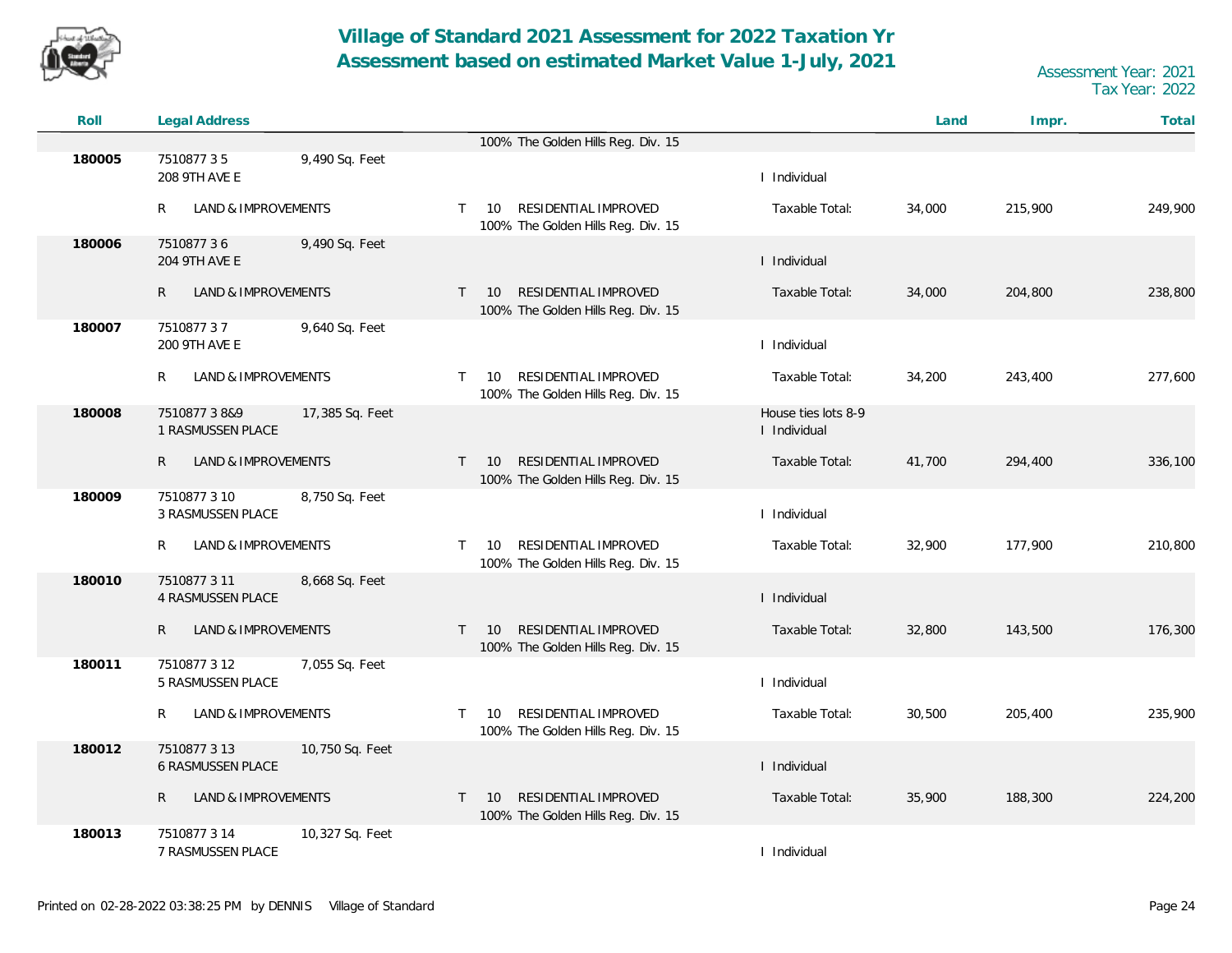# Village of Standard 2021 Assessment for 2022 Taxation Yr
## Assessment based on estimated Market Value 1-July, 2021

Assessment Year: 2021
Tax Year: 2022

| Roll | Legal Address | | | | | Land | Impr. | Total |
|---|---|---|---|---|---|---|---|---|
| | | | | 100% The Golden Hills Reg. Div. 15 | | | | |
| 180005 | 7510877 3 5<br>208 9TH AVE E | 9,490 Sq. Feet | | | I Individual | | | |
| | R LAND & IMPROVEMENTS | | T 10 | RESIDENTIAL IMPROVED<br>100% The Golden Hills Reg. Div. 15 | Taxable Total: | 34,000 | 215,900 | 249,900 |
| 180006 | 7510877 3 6<br>204 9TH AVE E | 9,490 Sq. Feet | | | I Individual | | | |
| | R LAND & IMPROVEMENTS | | T 10 | RESIDENTIAL IMPROVED<br>100% The Golden Hills Reg. Div. 15 | Taxable Total: | 34,000 | 204,800 | 238,800 |
| 180007 | 7510877 3 7<br>200 9TH AVE E | 9,640 Sq. Feet | | | I Individual | | | |
| | R LAND & IMPROVEMENTS | | T 10 | RESIDENTIAL IMPROVED<br>100% The Golden Hills Reg. Div. 15 | Taxable Total: | 34,200 | 243,400 | 277,600 |
| 180008 | 7510877 3 8&9<br>1 RASMUSSEN PLACE | 17,385 Sq. Feet | | | House ties lots 8-9<br>I Individual | | | |
| | R LAND & IMPROVEMENTS | | T 10 | RESIDENTIAL IMPROVED<br>100% The Golden Hills Reg. Div. 15 | Taxable Total: | 41,700 | 294,400 | 336,100 |
| 180009 | 7510877 3 10<br>3 RASMUSSEN PLACE | 8,750 Sq. Feet | | | I Individual | | | |
| | R LAND & IMPROVEMENTS | | T 10 | RESIDENTIAL IMPROVED<br>100% The Golden Hills Reg. Div. 15 | Taxable Total: | 32,900 | 177,900 | 210,800 |
| 180010 | 7510877 3 11<br>4 RASMUSSEN PLACE | 8,668 Sq. Feet | | | I Individual | | | |
| | R LAND & IMPROVEMENTS | | T 10 | RESIDENTIAL IMPROVED<br>100% The Golden Hills Reg. Div. 15 | Taxable Total: | 32,800 | 143,500 | 176,300 |
| 180011 | 7510877 3 12<br>5 RASMUSSEN PLACE | 7,055 Sq. Feet | | | I Individual | | | |
| | R LAND & IMPROVEMENTS | | T 10 | RESIDENTIAL IMPROVED<br>100% The Golden Hills Reg. Div. 15 | Taxable Total: | 30,500 | 205,400 | 235,900 |
| 180012 | 7510877 3 13<br>6 RASMUSSEN PLACE | 10,750 Sq. Feet | | | I Individual | | | |
| | R LAND & IMPROVEMENTS | | T 10 | RESIDENTIAL IMPROVED<br>100% The Golden Hills Reg. Div. 15 | Taxable Total: | 35,900 | 188,300 | 224,200 |
| 180013 | 7510877 3 14<br>7 RASMUSSEN PLACE | 10,327 Sq. Feet | | | I Individual | | | |

Printed on 02-28-2022 03:38:25 PM by DENNIS Village of Standard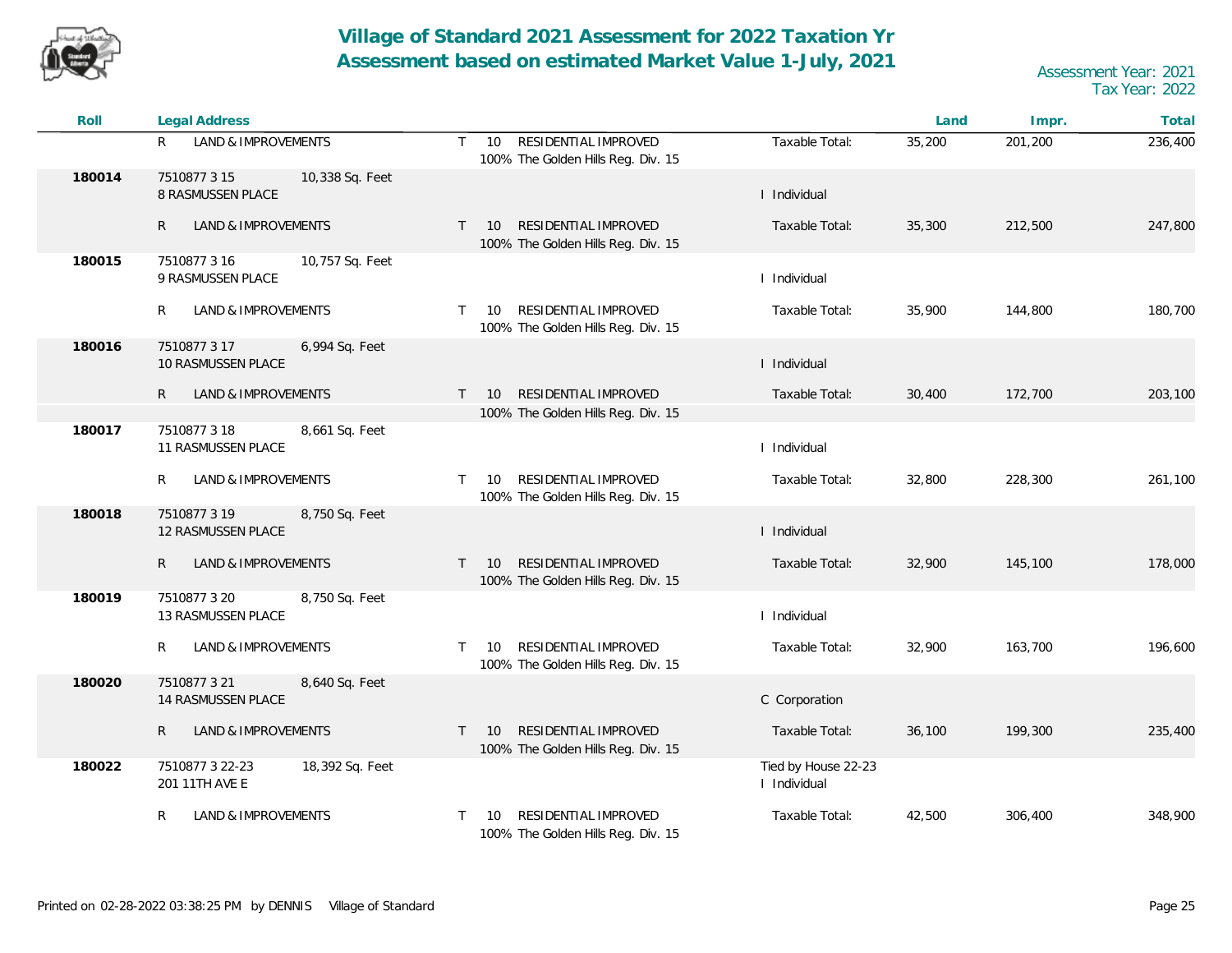# Village of Standard 2021 Assessment for 2022 Taxation Yr
## Assessment based on estimated Market Value 1-July, 2021

Assessment Year: 2021
Tax Year: 2022

| Roll | Legal Address | | | | Land | Impr. | Total |
|---|---|---|---|---|---|---|---|
| | R LAND & IMPROVEMENTS | | T 10 RESIDENTIAL IMPROVED<br>100% The Golden Hills Reg. Div. 15 | Taxable Total: | 35,200 | 201,200 | 236,400 |
| 180014 | 7510877 3 15<br>8 RASMUSSEN PLACE | 10,338 Sq. Feet | | I Individual | | | |
| | R LAND & IMPROVEMENTS | | T 10 RESIDENTIAL IMPROVED<br>100% The Golden Hills Reg. Div. 15 | Taxable Total: | 35,300 | 212,500 | 247,800 |
| 180015 | 7510877 3 16<br>9 RASMUSSEN PLACE | 10,757 Sq. Feet | | I Individual | | | |
| | R LAND & IMPROVEMENTS | | T 10 RESIDENTIAL IMPROVED<br>100% The Golden Hills Reg. Div. 15 | Taxable Total: | 35,900 | 144,800 | 180,700 |
| 180016 | 7510877 3 17<br>10 RASMUSSEN PLACE | 6,994 Sq. Feet | | I Individual | | | |
| | R LAND & IMPROVEMENTS | | T 10 RESIDENTIAL IMPROVED<br>100% The Golden Hills Reg. Div. 15 | Taxable Total: | 30,400 | 172,700 | 203,100 |
| 180017 | 7510877 3 18<br>11 RASMUSSEN PLACE | 8,661 Sq. Feet | | I Individual | | | |
| | R LAND & IMPROVEMENTS | | T 10 RESIDENTIAL IMPROVED<br>100% The Golden Hills Reg. Div. 15 | Taxable Total: | 32,800 | 228,300 | 261,100 |
| 180018 | 7510877 3 19<br>12 RASMUSSEN PLACE | 8,750 Sq. Feet | | I Individual | | | |
| | R LAND & IMPROVEMENTS | | T 10 RESIDENTIAL IMPROVED<br>100% The Golden Hills Reg. Div. 15 | Taxable Total: | 32,900 | 145,100 | 178,000 |
| 180019 | 7510877 3 20<br>13 RASMUSSEN PLACE | 8,750 Sq. Feet | | I Individual | | | |
| | R LAND & IMPROVEMENTS | | T 10 RESIDENTIAL IMPROVED<br>100% The Golden Hills Reg. Div. 15 | Taxable Total: | 32,900 | 163,700 | 196,600 |
| 180020 | 7510877 3 21<br>14 RASMUSSEN PLACE | 8,640 Sq. Feet | | C Corporation | | | |
| | R LAND & IMPROVEMENTS | | T 10 RESIDENTIAL IMPROVED<br>100% The Golden Hills Reg. Div. 15 | Taxable Total: | 36,100 | 199,300 | 235,400 |
| 180022 | 7510877 3 22-23<br>201 11TH AVE E | 18,392 Sq. Feet | | Tied by House 22-23<br>I Individual | | | |
| | R LAND & IMPROVEMENTS | | T 10 RESIDENTIAL IMPROVED<br>100% The Golden Hills Reg. Div. 15 | Taxable Total: | 42,500 | 306,400 | 348,900 |

Printed on 02-28-2022 03:38:25 PM by DENNIS Village of Standard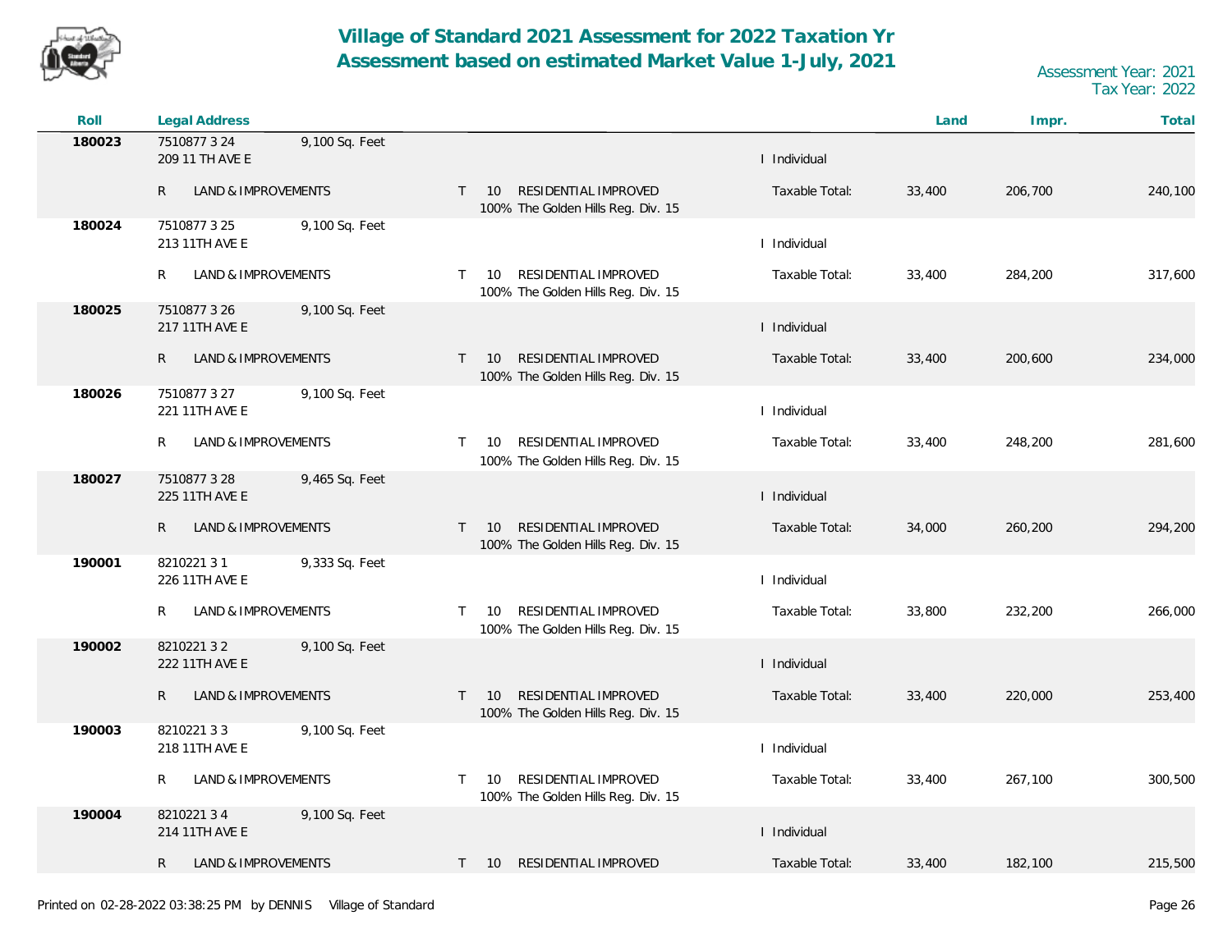# Village of Standard 2021 Assessment for 2022 Taxation Yr
## Assessment based on estimated Market Value 1-July, 2021

Assessment Year: 2021
Tax Year: 2022

| Roll | Legal Address | | | | Land | Impr. | Total |
|---|---|---|---|---|---|---|---|
| 180023 | 7510877 3 24 9,100 Sq. Feet<br>209 11 TH AVE E | | | I Individual | | | |
| | R LAND & IMPROVEMENTS | T 10 RESIDENTIAL IMPROVED<br>100% The Golden Hills Reg. Div. 15 | | Taxable Total: | 33,400 | 206,700 | 240,100 |
| 180024 | 7510877 3 25 9,100 Sq. Feet<br>213 11TH AVE E | | | I Individual | | | |
| | R LAND & IMPROVEMENTS | T 10 RESIDENTIAL IMPROVED<br>100% The Golden Hills Reg. Div. 15 | | Taxable Total: | 33,400 | 284,200 | 317,600 |
| 180025 | 7510877 3 26 9,100 Sq. Feet<br>217 11TH AVE E | | | I Individual | | | |
| | R LAND & IMPROVEMENTS | T 10 RESIDENTIAL IMPROVED<br>100% The Golden Hills Reg. Div. 15 | | Taxable Total: | 33,400 | 200,600 | 234,000 |
| 180026 | 7510877 3 27 9,100 Sq. Feet<br>221 11TH AVE E | | | I Individual | | | |
| | R LAND & IMPROVEMENTS | T 10 RESIDENTIAL IMPROVED<br>100% The Golden Hills Reg. Div. 15 | | Taxable Total: | 33,400 | 248,200 | 281,600 |
| 180027 | 7510877 3 28 9,465 Sq. Feet<br>225 11TH AVE E | | | I Individual | | | |
| | R LAND & IMPROVEMENTS | T 10 RESIDENTIAL IMPROVED<br>100% The Golden Hills Reg. Div. 15 | | Taxable Total: | 34,000 | 260,200 | 294,200 |
| 190001 | 8210221 3 1 9,333 Sq. Feet<br>226 11TH AVE E | | | I Individual | | | |
| | R LAND & IMPROVEMENTS | T 10 RESIDENTIAL IMPROVED<br>100% The Golden Hills Reg. Div. 15 | | Taxable Total: | 33,800 | 232,200 | 266,000 |
| 190002 | 8210221 3 2 9,100 Sq. Feet<br>222 11TH AVE E | | | I Individual | | | |
| | R LAND & IMPROVEMENTS | T 10 RESIDENTIAL IMPROVED<br>100% The Golden Hills Reg. Div. 15 | | Taxable Total: | 33,400 | 220,000 | 253,400 |
| 190003 | 8210221 3 3 9,100 Sq. Feet<br>218 11TH AVE E | | | I Individual | | | |
| | R LAND & IMPROVEMENTS | T 10 RESIDENTIAL IMPROVED<br>100% The Golden Hills Reg. Div. 15 | | Taxable Total: | 33,400 | 267,100 | 300,500 |
| 190004 | 8210221 3 4 9,100 Sq. Feet<br>214 11TH AVE E | | | I Individual | | | |
| | R LAND & IMPROVEMENTS | T 10 RESIDENTIAL IMPROVED | | Taxable Total: | 33,400 | 182,100 | 215,500 |

Printed on 02-28-2022 03:38:25 PM by DENNIS Village of Standard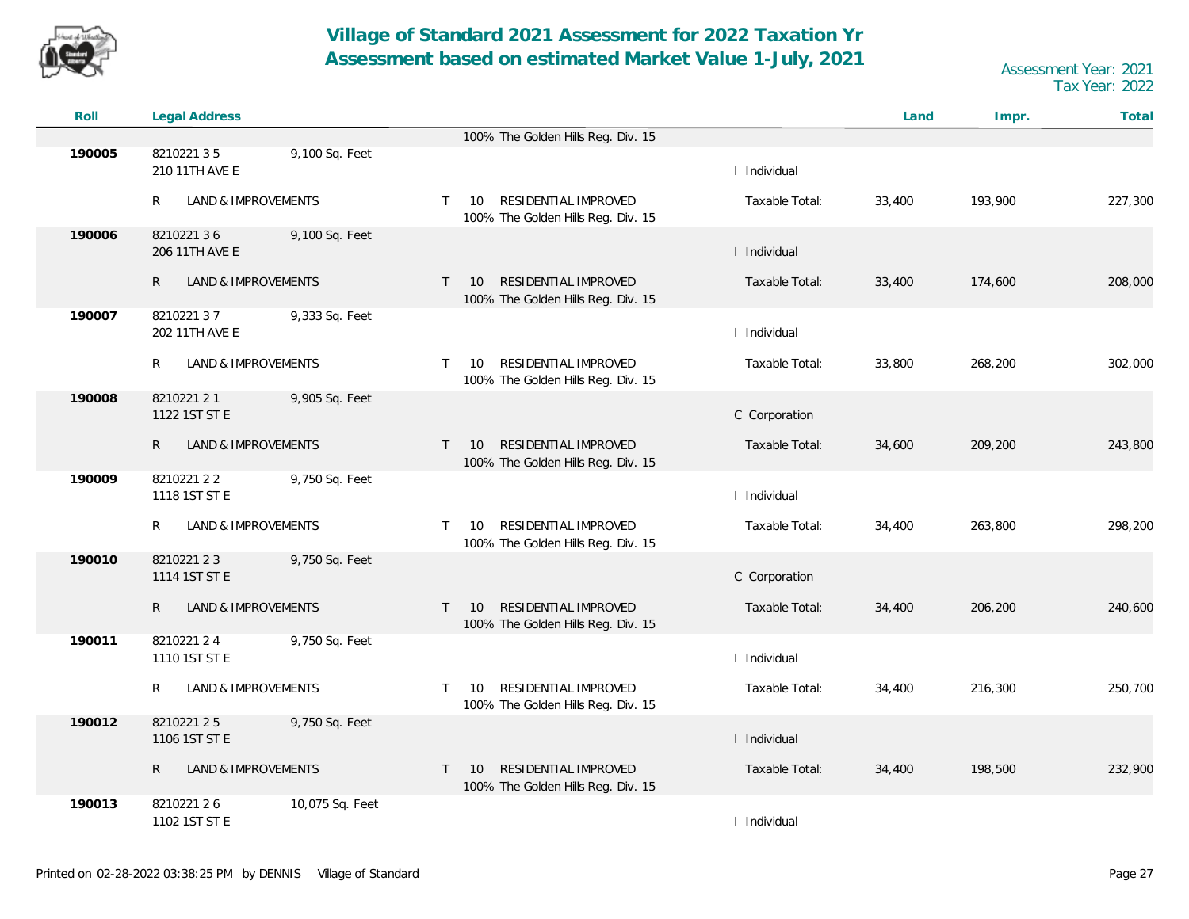# Village of Standard 2021 Assessment for 2022 Taxation Yr
## Assessment based on estimated Market Value 1-July, 2021

Assessment Year: 2021
Tax Year: 2022

| Roll | Legal Address | | | | | Land | Impr. | Total |
|---|---|---|---|---|---|---|---|---|
| | | | 100% The Golden Hills Reg. Div. 15 | | | | | |
| **190005** | 8210221 3 5<br>210 11TH AVE E | 9,100 Sq. Feet | | I Individual | | | | |
| | R LAND & IMPROVEMENTS | | T 10 RESIDENTIAL IMPROVED<br>100% The Golden Hills Reg. Div. 15 | | Taxable Total: | 33,400 | 193,900 | 227,300 |
| **190006** | 8210221 3 6<br>206 11TH AVE E | 9,100 Sq. Feet | | I Individual | | | | |
| | R LAND & IMPROVEMENTS | | T 10 RESIDENTIAL IMPROVED<br>100% The Golden Hills Reg. Div. 15 | | Taxable Total: | 33,400 | 174,600 | 208,000 |
| **190007** | 8210221 3 7<br>202 11TH AVE E | 9,333 Sq. Feet | | I Individual | | | | |
| | R LAND & IMPROVEMENTS | | T 10 RESIDENTIAL IMPROVED<br>100% The Golden Hills Reg. Div. 15 | | Taxable Total: | 33,800 | 268,200 | 302,000 |
| **190008** | 8210221 2 1<br>1122 1ST ST E | 9,905 Sq. Feet | | C Corporation | | | | |
| | R LAND & IMPROVEMENTS | | T 10 RESIDENTIAL IMPROVED<br>100% The Golden Hills Reg. Div. 15 | | Taxable Total: | 34,600 | 209,200 | 243,800 |
| **190009** | 8210221 2 2<br>1118 1ST ST E | 9,750 Sq. Feet | | I Individual | | | | |
| | R LAND & IMPROVEMENTS | | T 10 RESIDENTIAL IMPROVED<br>100% The Golden Hills Reg. Div. 15 | | Taxable Total: | 34,400 | 263,800 | 298,200 |
| **190010** | 8210221 2 3<br>1114 1ST ST E | 9,750 Sq. Feet | | C Corporation | | | | |
| | R LAND & IMPROVEMENTS | | T 10 RESIDENTIAL IMPROVED<br>100% The Golden Hills Reg. Div. 15 | | Taxable Total: | 34,400 | 206,200 | 240,600 |
| **190011** | 8210221 2 4<br>1110 1ST ST E | 9,750 Sq. Feet | | I Individual | | | | |
| | R LAND & IMPROVEMENTS | | T 10 RESIDENTIAL IMPROVED<br>100% The Golden Hills Reg. Div. 15 | | Taxable Total: | 34,400 | 216,300 | 250,700 |
| **190012** | 8210221 2 5<br>1106 1ST ST E | 9,750 Sq. Feet | | I Individual | | | | |
| | R LAND & IMPROVEMENTS | | T 10 RESIDENTIAL IMPROVED<br>100% The Golden Hills Reg. Div. 15 | | Taxable Total: | 34,400 | 198,500 | 232,900 |
| **190013** | 8210221 2 6<br>1102 1ST ST E | 10,075 Sq. Feet | | I Individual | | | | |

Printed on 02-28-2022 03:38:25 PM by DENNIS Village of Standard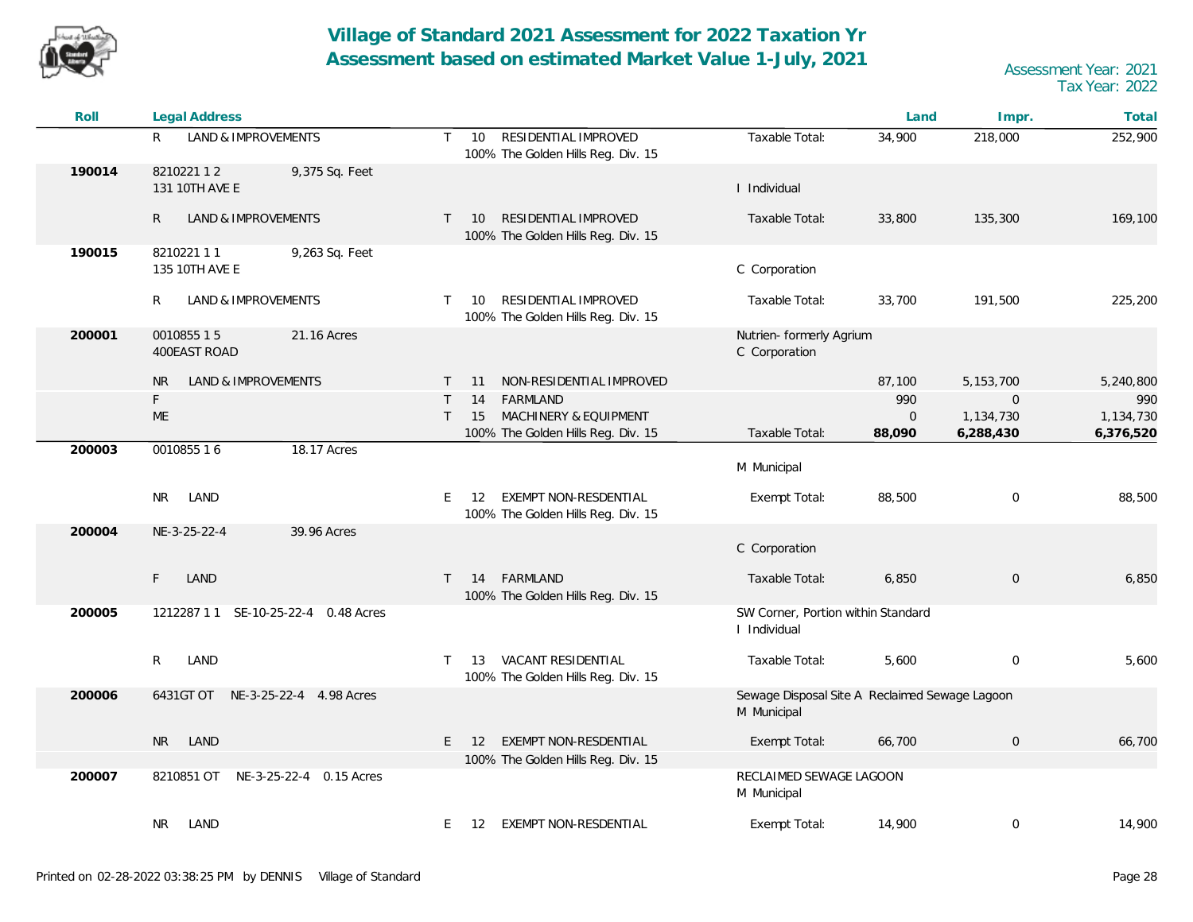# Village of Standard 2021 Assessment for 2022 Taxation Yr

## Assessment based on estimated Market Value 1-July, 2021

Assessment Year: 2021
Tax Year: 2022

| Roll | Legal Address | | | | | Land | Impr. | Total |
|---|---|---|---|---|---|---|---|---|
| | R LAND & IMPROVEMENTS | T | 10 | RESIDENTIAL IMPROVED<br>100% The Golden Hills Reg. Div. 15 | Taxable Total: | 34,900 | 218,000 | 252,900 |
| 190014 | 8210221 1 2 9,375 Sq. Feet<br>131 10TH AVE E | | | | I Individual | | | |
| | R LAND & IMPROVEMENTS | T | 10 | RESIDENTIAL IMPROVED<br>100% The Golden Hills Reg. Div. 15 | Taxable Total: | 33,800 | 135,300 | 169,100 |
| 190015 | 8210221 1 1 9,263 Sq. Feet<br>135 10TH AVE E | | | | C Corporation | | | |
| | R LAND & IMPROVEMENTS | T | 10 | RESIDENTIAL IMPROVED<br>100% The Golden Hills Reg. Div. 15 | Taxable Total: | 33,700 | 191,500 | 225,200 |
| 200001 | 0010855 1 5 21.16 Acres<br>400EAST ROAD | | | | Nutrien- formerly Agrium<br>C Corporation | | | |
| | NR LAND & IMPROVEMENTS | T | 11 | NON-RESIDENTIAL IMPROVED | | 87,100 | 5,153,700 | 5,240,800 |
| | F | T | 14 | FARMLAND | | 990 | 0 | 990 |
| | ME | T | 15 | MACHINERY & EQUIPMENT<br>100% The Golden Hills Reg. Div. 15 | Taxable Total: | 0<br>**88,090** | 1,134,730<br>**6,288,430** | 1,134,730<br>**6,376,520** |
| 200003 | 0010855 1 6 18.17 Acres | | | | M Municipal | | | |
| | NR LAND | E | 12 | EXEMPT NON-RESDENTIAL<br>100% The Golden Hills Reg. Div. 15 | Exempt Total: | 88,500 | 0 | 88,500 |
| 200004 | NE-3-25-22-4 39.96 Acres | | | | C Corporation | | | |
| | F LAND | T | 14 | FARMLAND<br>100% The Golden Hills Reg. Div. 15 | Taxable Total: | 6,850 | 0 | 6,850 |
| 200005 | 1212287 1 1 SE-10-25-22-4 0.48 Acres | | | | SW Corner, Portion within Standard<br>I Individual | | | |
| | R LAND | T | 13 | VACANT RESIDENTIAL<br>100% The Golden Hills Reg. Div. 15 | Taxable Total: | 5,600 | 0 | 5,600 |
| 200006 | 6431GT OT NE-3-25-22-4 4.98 Acres | | | | Sewage Disposal Site A Reclaimed Sewage Lagoon<br>M Municipal | | | |
| | NR LAND | E | 12 | EXEMPT NON-RESDENTIAL<br>100% The Golden Hills Reg. Div. 15 | Exempt Total: | 66,700 | 0 | 66,700 |
| 200007 | 8210851 OT NE-3-25-22-4 0.15 Acres | | | | RECLAIMED SEWAGE LAGOON<br>M Municipal | | | |
| | NR LAND | E | 12 | EXEMPT NON-RESDENTIAL | Exempt Total: | 14,900 | 0 | 14,900 |

Printed on 02-28-2022 03:38:25 PM by DENNIS Village of Standard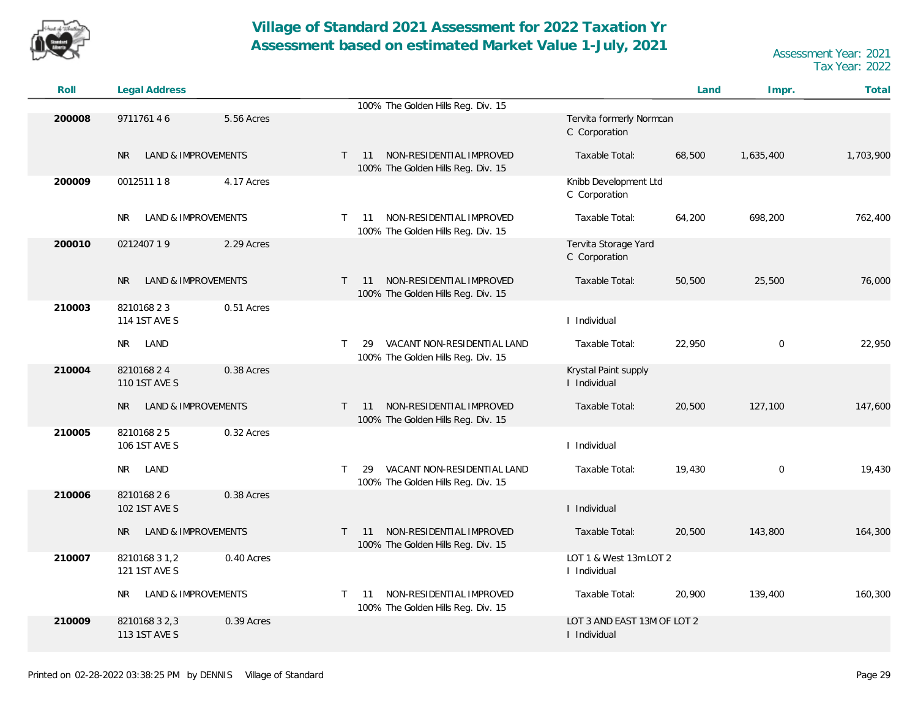# Village of Standard 2021 Assessment for 2022 Taxation Yr
# Assessment based on estimated Market Value 1-July, 2021

Assessment Year: 2021
Tax Year: 2022

| Roll | Legal Address | | | | | Land | Impr. | Total |
|---|---|---|---|---|---|---|---|---|
| | | | | 100% The Golden Hills Reg. Div. 15 | | | | |
| **200008** | 9711761 4 6 | 5.56 Acres | | | Tervita formerly Normcan<br>C Corporation | | | |
| | NR LAND & IMPROVEMENTS | | T 11 | NON-RESIDENTIAL IMPROVED<br>100% The Golden Hills Reg. Div. 15 | Taxable Total: | 68,500 | 1,635,400 | 1,703,900 |
| **200009** | 0012511 1 8 | 4.17 Acres | | | Knibb Development Ltd<br>C Corporation | | | |
| | NR LAND & IMPROVEMENTS | | T 11 | NON-RESIDENTIAL IMPROVED<br>100% The Golden Hills Reg. Div. 15 | Taxable Total: | 64,200 | 698,200 | 762,400 |
| **200010** | 0212407 1 9 | 2.29 Acres | | | Tervita Storage Yard<br>C Corporation | | | |
| | NR LAND & IMPROVEMENTS | | T 11 | NON-RESIDENTIAL IMPROVED<br>100% The Golden Hills Reg. Div. 15 | Taxable Total: | 50,500 | 25,500 | 76,000 |
| **210003** | 8210168 2 3<br>114 1ST AVE S | 0.51 Acres | | | I Individual | | | |
| | NR LAND | | T 29 | VACANT NON-RESIDENTIAL LAND<br>100% The Golden Hills Reg. Div. 15 | Taxable Total: | 22,950 | 0 | 22,950 |
| **210004** | 8210168 2 4<br>110 1ST AVE S | 0.38 Acres | | | Krystal Paint supply<br>I Individual | | | |
| | NR LAND & IMPROVEMENTS | | T 11 | NON-RESIDENTIAL IMPROVED<br>100% The Golden Hills Reg. Div. 15 | Taxable Total: | 20,500 | 127,100 | 147,600 |
| **210005** | 8210168 2 5<br>106 1ST AVE S | 0.32 Acres | | | I Individual | | | |
| | NR LAND | | T 29 | VACANT NON-RESIDENTIAL LAND<br>100% The Golden Hills Reg. Div. 15 | Taxable Total: | 19,430 | 0 | 19,430 |
| **210006** | 8210168 2 6<br>102 1ST AVE S | 0.38 Acres | | | I Individual | | | |
| | NR LAND & IMPROVEMENTS | | T 11 | NON-RESIDENTIAL IMPROVED<br>100% The Golden Hills Reg. Div. 15 | Taxable Total: | 20,500 | 143,800 | 164,300 |
| **210007** | 8210168 3 1,2<br>121 1ST AVE S | 0.40 Acres | | | LOT 1 & West 13m LOT 2<br>I Individual | | | |
| | NR LAND & IMPROVEMENTS | | T 11 | NON-RESIDENTIAL IMPROVED<br>100% The Golden Hills Reg. Div. 15 | Taxable Total: | 20,900 | 139,400 | 160,300 |
| **210009** | 8210168 3 2,3<br>113 1ST AVE S | 0.39 Acres | | | LOT 3 AND EAST 13M OF LOT 2<br>I Individual | | | |

Printed on 02-28-2022 03:38:25 PM by DENNIS Village of Standard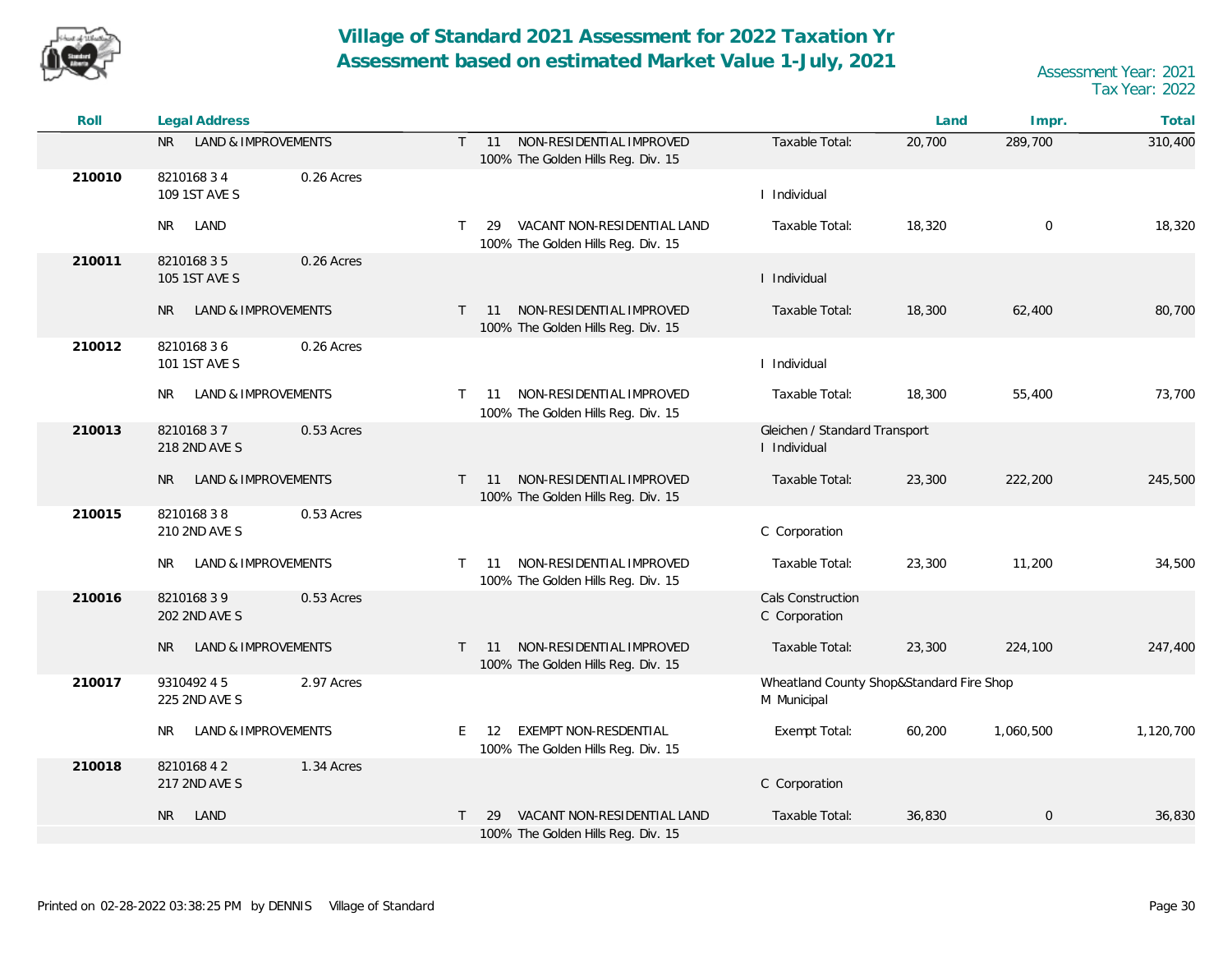# Village of Standard 2021 Assessment for 2022 Taxation Yr
## Assessment based on estimated Market Value 1-July, 2021

Assessment Year: 2021
Tax Year: 2022

| Roll | Legal Address | | | | | Land | Impr. | Total |
|---|---|---|---|---|---|---|---|---|
| | NR LAND & IMPROVEMENTS | | T 11 NON-RESIDENTIAL IMPROVED 100% The Golden Hills Reg. Div. 15 | | Taxable Total: | 20,700 | 289,700 | 310,400 |
| 210010 | 8210168 3 4 109 1ST AVE S | 0.26 Acres | | I Individual | | | | |
| | NR LAND | | T 29 VACANT NON-RESIDENTIAL LAND 100% The Golden Hills Reg. Div. 15 | | Taxable Total: | 18,320 | 0 | 18,320 |
| 210011 | 8210168 3 5 105 1ST AVE S | 0.26 Acres | | I Individual | | | | |
| | NR LAND & IMPROVEMENTS | | T 11 NON-RESIDENTIAL IMPROVED 100% The Golden Hills Reg. Div. 15 | | Taxable Total: | 18,300 | 62,400 | 80,700 |
| 210012 | 8210168 3 6 101 1ST AVE S | 0.26 Acres | | I Individual | | | | |
| | NR LAND & IMPROVEMENTS | | T 11 NON-RESIDENTIAL IMPROVED 100% The Golden Hills Reg. Div. 15 | | Taxable Total: | 18,300 | 55,400 | 73,700 |
| 210013 | 8210168 3 7 218 2ND AVE S | 0.53 Acres | | Gleichen / Standard Transport I Individual | | | | |
| | NR LAND & IMPROVEMENTS | | T 11 NON-RESIDENTIAL IMPROVED 100% The Golden Hills Reg. Div. 15 | | Taxable Total: | 23,300 | 222,200 | 245,500 |
| 210015 | 8210168 3 8 210 2ND AVE S | 0.53 Acres | | C Corporation | | | | |
| | NR LAND & IMPROVEMENTS | | T 11 NON-RESIDENTIAL IMPROVED 100% The Golden Hills Reg. Div. 15 | | Taxable Total: | 23,300 | 11,200 | 34,500 |
| 210016 | 8210168 3 9 202 2ND AVE S | 0.53 Acres | | Cals Construction C Corporation | | | | |
| | NR LAND & IMPROVEMENTS | | T 11 NON-RESIDENTIAL IMPROVED 100% The Golden Hills Reg. Div. 15 | | Taxable Total: | 23,300 | 224,100 | 247,400 |
| 210017 | 9310492 4 5 225 2ND AVE S | 2.97 Acres | | Wheatland County Shop&Standard Fire Shop M Municipal | | | | |
| | NR LAND & IMPROVEMENTS | | E 12 EXEMPT NON-RESDENTIAL 100% The Golden Hills Reg. Div. 15 | | Exempt Total: | 60,200 | 1,060,500 | 1,120,700 |
| 210018 | 8210168 4 2 217 2ND AVE S | 1.34 Acres | | C Corporation | | | | |
| | NR LAND | | T 29 VACANT NON-RESIDENTIAL LAND 100% The Golden Hills Reg. Div. 15 | | Taxable Total: | 36,830 | 0 | 36,830 |

Printed on 02-28-2022 03:38:25 PM by DENNIS Village of Standard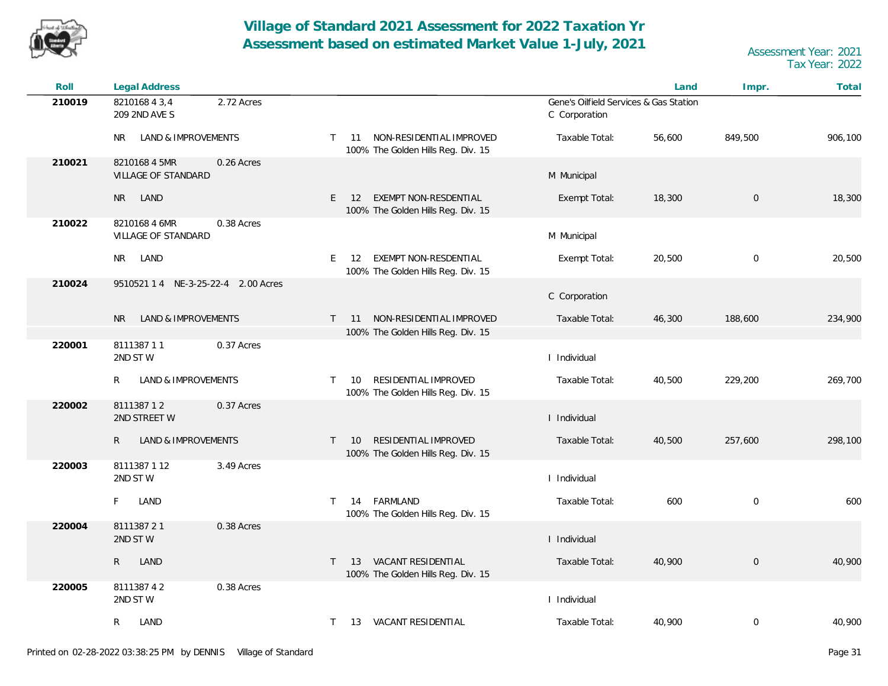# Village of Standard 2021 Assessment for 2022 Taxation Yr
## Assessment based on estimated Market Value 1-July, 2021

Assessment Year: 2021
Tax Year: 2022

| Roll | Legal Address | | | | Land | Impr. | Total |
|---|---|---|---|---|---|---|---|
| **210019** | 8210168 4 3,4 &nbsp; 2.72 Acres<br>209 2ND AVE S | | | Gene's Oilfield Services & Gas Station<br>C Corporation | | | |
| | NR &nbsp; LAND & IMPROVEMENTS | T &nbsp; 11 &nbsp; NON-RESIDENTIAL IMPROVED<br>100% The Golden Hills Reg. Div. 15 | | Taxable Total: | 56,600 | 849,500 | 906,100 |
| **210021** | 8210168 4 5MR &nbsp; 0.26 Acres<br>VILLAGE OF STANDARD | | | M Municipal | | | |
| | NR &nbsp; LAND | E &nbsp; 12 &nbsp; EXEMPT NON-RESDENTIAL<br>100% The Golden Hills Reg. Div. 15 | | Exempt Total: | 18,300 | 0 | 18,300 |
| **210022** | 8210168 4 6MR &nbsp; 0.38 Acres<br>VILLAGE OF STANDARD | | | M Municipal | | | |
| | NR &nbsp; LAND | E &nbsp; 12 &nbsp; EXEMPT NON-RESDENTIAL<br>100% The Golden Hills Reg. Div. 15 | | Exempt Total: | 20,500 | 0 | 20,500 |
| **210024** | 9510521 1 4 &nbsp; NE-3-25-22-4 &nbsp; 2.00 Acres | | | C Corporation | | | |
| | NR &nbsp; LAND & IMPROVEMENTS | T &nbsp; 11 &nbsp; NON-RESIDENTIAL IMPROVED<br>100% The Golden Hills Reg. Div. 15 | | Taxable Total: | 46,300 | 188,600 | 234,900 |
| **220001** | 8111387 1 1 &nbsp; 0.37 Acres<br>2ND ST W | | | I Individual | | | |
| | R &nbsp; LAND & IMPROVEMENTS | T &nbsp; 10 &nbsp; RESIDENTIAL IMPROVED<br>100% The Golden Hills Reg. Div. 15 | | Taxable Total: | 40,500 | 229,200 | 269,700 |
| **220002** | 8111387 1 2 &nbsp; 0.37 Acres<br>2ND STREET W | | | I Individual | | | |
| | R &nbsp; LAND & IMPROVEMENTS | T &nbsp; 10 &nbsp; RESIDENTIAL IMPROVED<br>100% The Golden Hills Reg. Div. 15 | | Taxable Total: | 40,500 | 257,600 | 298,100 |
| **220003** | 8111387 1 12 &nbsp; 3.49 Acres<br>2ND ST W | | | I Individual | | | |
| | F &nbsp; LAND | T &nbsp; 14 &nbsp; FARMLAND<br>100% The Golden Hills Reg. Div. 15 | | Taxable Total: | 600 | 0 | 600 |
| **220004** | 8111387 2 1 &nbsp; 0.38 Acres<br>2ND ST W | | | I Individual | | | |
| | R &nbsp; LAND | T &nbsp; 13 &nbsp; VACANT RESIDENTIAL<br>100% The Golden Hills Reg. Div. 15 | | Taxable Total: | 40,900 | 0 | 40,900 |
| **220005** | 8111387 4 2 &nbsp; 0.38 Acres<br>2ND ST W | | | I Individual | | | |
| | R &nbsp; LAND | T &nbsp; 13 &nbsp; VACANT RESIDENTIAL | | Taxable Total: | 40,900 | 0 | 40,900 |

Printed on 02-28-2022 03:38:25 PM by DENNIS &nbsp; Village of Standard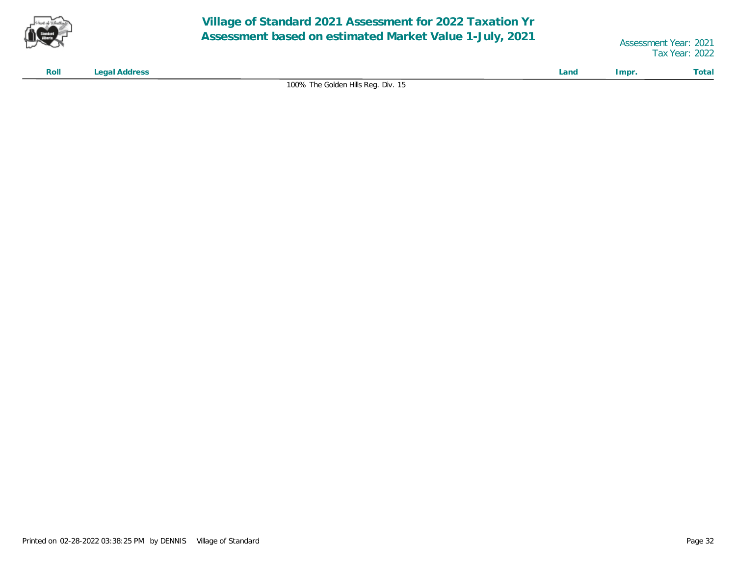| Roll | Legal Address | Land | Impr. | Total |
| --- | --- | --- | --- | --- |
| | 100% The Golden Hills Reg. Div. 15 | | | |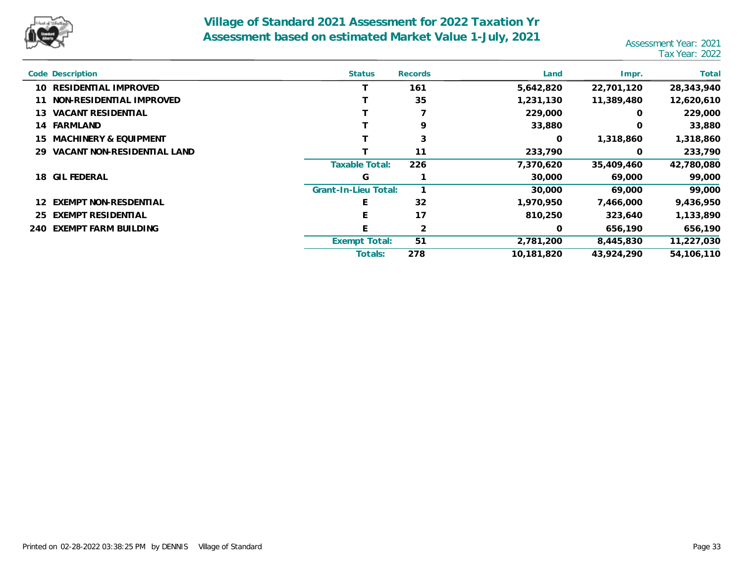# Village of Standard 2021 Assessment for 2022 Taxation Yr
## Assessment based on estimated Market Value 1-July, 2021

Assessment Year: 2021
Tax Year: 2022

| Code | Description | Status | Records | Land | Impr. | Total |
|---|---|---|---|---|---|---|
| 10 | RESIDENTIAL IMPROVED | T | 161 | 5,642,820 | 22,701,120 | 28,343,940 |
| 11 | NON-RESIDENTIAL IMPROVED | T | 35 | 1,231,130 | 11,389,480 | 12,620,610 |
| 13 | VACANT RESIDENTIAL | T | 7 | 229,000 | 0 | 229,000 |
| 14 | FARMLAND | T | 9 | 33,880 | 0 | 33,880 |
| 15 | MACHINERY & EQUIPMENT | T | 3 | 0 | 1,318,860 | 1,318,860 |
| 29 | VACANT NON-RESIDENTIAL LAND | T | 11 | 233,790 | 0 | 233,790 |
| | | Taxable Total: | 226 | 7,370,620 | 35,409,460 | 42,780,080 |
| 18 | GIL FEDERAL | G | 1 | 30,000 | 69,000 | 99,000 |
| | | Grant-In-Lieu Total: | 1 | 30,000 | 69,000 | 99,000 |
| 12 | EXEMPT NON-RESDENTIAL | E | 32 | 1,970,950 | 7,466,000 | 9,436,950 |
| 25 | EXEMPT RESIDENTIAL | E | 17 | 810,250 | 323,640 | 1,133,890 |
| 240 | EXEMPT FARM BUILDING | E | 2 | 0 | 656,190 | 656,190 |
| | | Exempt Total: | 51 | 2,781,200 | 8,445,830 | 11,227,030 |
| | | Totals: | 278 | 10,181,820 | 43,924,290 | 54,106,110 |

Printed on 02-28-2022 03:38:25 PM by DENNIS Village of Standard